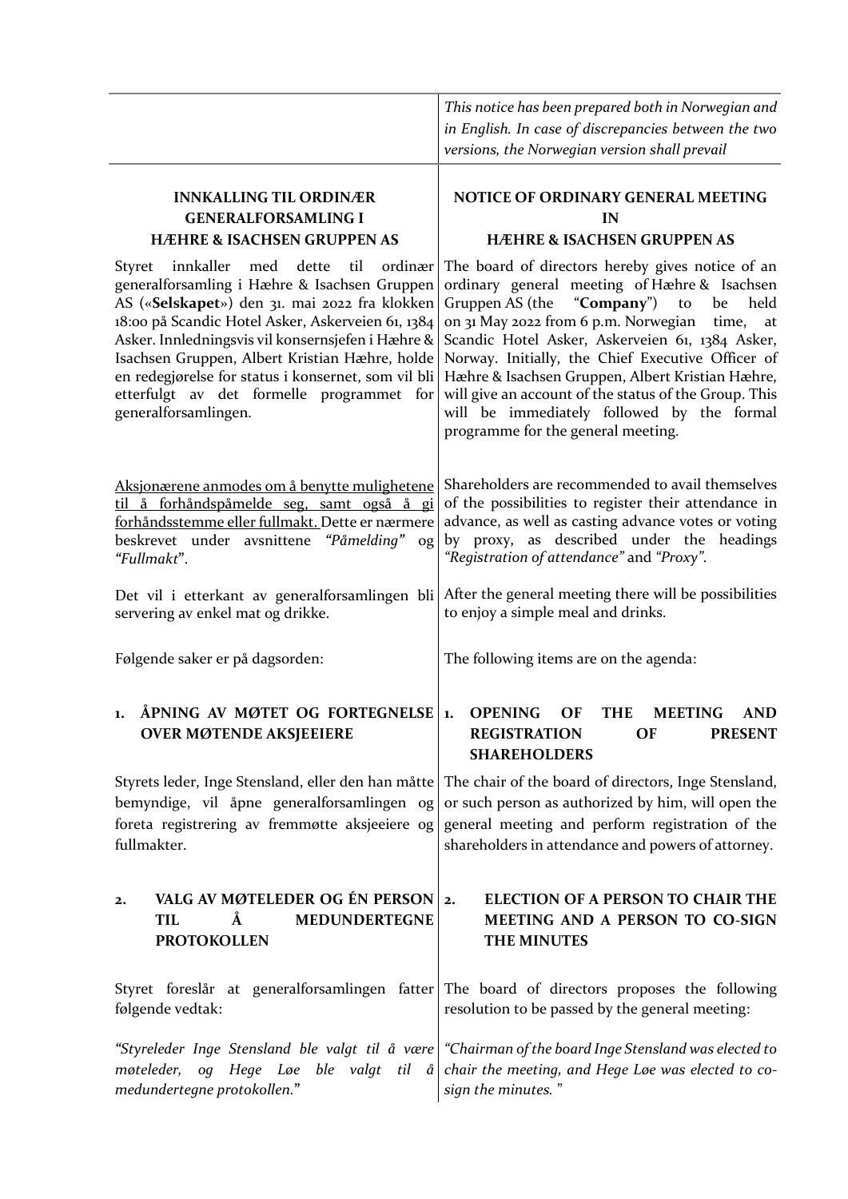*This notice has been prepared both in Norwegian and in English. In case of discrepancies between the two versions, the Norwegian version shall prevail*

## INNKALLING TIL ORDINÆR GENERALFORSAMLING I HÆHRE & ISACHSEN GRUPPEN AS

Styret innkaller med dette til ordinær generalforsamling i Hæhre & Isachsen Gruppen AS («**Selskapet**») den 31. mai 2022 fra klokken 18:00 på Scandic Hotel Asker, Askerveien 61, 1384 Asker. Innledningsvis vil konsernsjefen i Hæhre & Isachsen Gruppen, Albert Kristian Hæhre, holde en redegjørelse for status i konsernet, som vil bli etterfulgt av det formelle programmet for generalforsamlingen.

<u>Aksjonærene anmodes om å benytte mulighetene til å forhåndspåmelde seg, samt også å gi forhåndsstemme eller fullmakt.</u> Dette er nærmere beskrevet under avsnittene *"Påmelding"* og *"Fullmakt"*.

Det vil i etterkant av generalforsamlingen bli servering av enkel mat og drikke.

Følgende saker er på dagsorden:

### 1. ÅPNING AV MØTET OG FORTEGNELSE OVER MØTENDE AKSJEEIERE

Styrets leder, Inge Stensland, eller den han måtte bemyndige, vil åpne generalforsamlingen og foreta registrering av fremmøtte aksjeeiere og fullmakter.

### 2. VALG AV MØTELEDER OG ÉN PERSON TIL Å MEDUNDERTEGNE PROTOKOLLEN

Styret foreslår at generalforsamlingen fatter følgende vedtak:

*"Styreleder Inge Stensland ble valgt til å være møteleder, og Hege Løe ble valgt til å medundertegne protokollen."*

---

## NOTICE OF ORDINARY GENERAL MEETING IN HÆHRE & ISACHSEN GRUPPEN AS

The board of directors hereby gives notice of an ordinary general meeting of Hæhre & Isachsen Gruppen AS (the "**Company**") to be held on 31 May 2022 from 6 p.m. Norwegian time, at Scandic Hotel Asker, Askerveien 61, 1384 Asker, Norway. Initially, the Chief Executive Officer of Hæhre & Isachsen Gruppen, Albert Kristian Hæhre, will give an account of the status of the Group. This will be immediately followed by the formal programme for the general meeting.

Shareholders are recommended to avail themselves of the possibilities to register their attendance in advance, as well as casting advance votes or voting by proxy, as described under the headings *"Registration of attendance"* and *"Proxy"*.

After the general meeting there will be possibilities to enjoy a simple meal and drinks.

The following items are on the agenda:

### 1. OPENING OF THE MEETING AND REGISTRATION OF PRESENT SHAREHOLDERS

The chair of the board of directors, Inge Stensland, or such person as authorized by him, will open the general meeting and perform registration of the shareholders in attendance and powers of attorney.

### 2. ELECTION OF A PERSON TO CHAIR THE MEETING AND A PERSON TO CO-SIGN THE MINUTES

The board of directors proposes the following resolution to be passed by the general meeting:

*"Chairman of the board Inge Stensland was elected to chair the meeting, and Hege Løe was elected to co-sign the minutes."*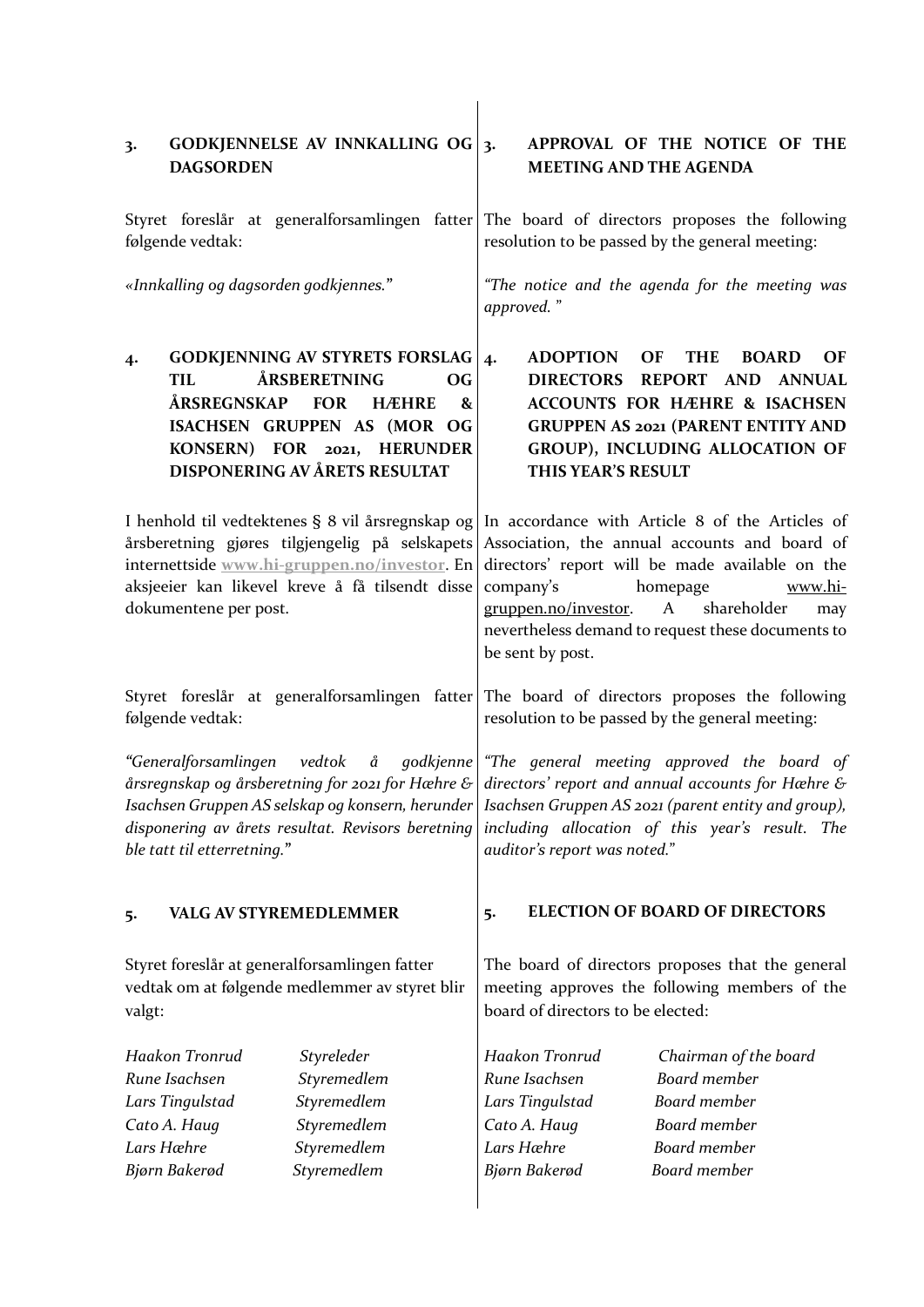## 3. GODKJENNELSE AV INNKALLING OG DAGSORDEN

Styret foreslår at generalforsamlingen fatter følgende vedtak:

*«Innkalling og dagsorden godkjennes."*

## 3. APPROVAL OF THE NOTICE OF THE MEETING AND THE AGENDA

The board of directors proposes the following resolution to be passed by the general meeting:

*"The notice and the agenda for the meeting was approved. "*

## 4. GODKJENNING AV STYRETS FORSLAG TIL ÅRSBERETNING OG ÅRSREGNSKAP FOR HÆHRE & ISACHSEN GRUPPEN AS (MOR OG KONSERN) FOR 2021, HERUNDER DISPONERING AV ÅRETS RESULTAT

I henhold til vedtektenes § 8 vil årsregnskap og årsberetning gjøres tilgjengelig på selskapets internettside **www.hi-gruppen.no/investor**. En aksjeeier kan likevel kreve å få tilsendt disse dokumentene per post.

Styret foreslår at generalforsamlingen fatter følgende vedtak:

*"Generalforsamlingen vedtok å godkjenne årsregnskap og årsberetning for 2021 for Hæhre & Isachsen Gruppen AS selskap og konsern, herunder disponering av årets resultat. Revisors beretning ble tatt til etterretning."*

## 4. ADOPTION OF THE BOARD OF DIRECTORS REPORT AND ANNUAL ACCOUNTS FOR HÆHRE & ISACHSEN GRUPPEN AS 2021 (PARENT ENTITY AND GROUP), INCLUDING ALLOCATION OF THIS YEAR'S RESULT

In accordance with Article 8 of the Articles of Association, the annual accounts and board of directors' report will be made available on the company's homepage www.hi-gruppen.no/investor. A shareholder may nevertheless demand to request these documents to be sent by post.

The board of directors proposes the following resolution to be passed by the general meeting:

*"The general meeting approved the board of directors' report and annual accounts for Hæhre & Isachsen Gruppen AS 2021 (parent entity and group), including allocation of this year's result. The auditor's report was noted."*

## 5. VALG AV STYREMEDLEMMER

Styret foreslår at generalforsamlingen fatter vedtak om at følgende medlemmer av styret blir valgt:

| | |
|---|---|
| *Haakon Tronrud* | *Styreleder* |
| *Rune Isachsen* | *Styremedlem* |
| *Lars Tingulstad* | *Styremedlem* |
| *Cato A. Haug* | *Styremedlem* |
| *Lars Hæhre* | *Styremedlem* |
| *Bjørn Bakerød* | *Styremedlem* |

## 5. ELECTION OF BOARD OF DIRECTORS

The board of directors proposes that the general meeting approves the following members of the board of directors to be elected:

| | |
|---|---|
| *Haakon Tronrud* | *Chairman of the board* |
| *Rune Isachsen* | *Board member* |
| *Lars Tingulstad* | *Board member* |
| *Cato A. Haug* | *Board member* |
| *Lars Hæhre* | *Board member* |
| *Bjørn Bakerød* | *Board member* |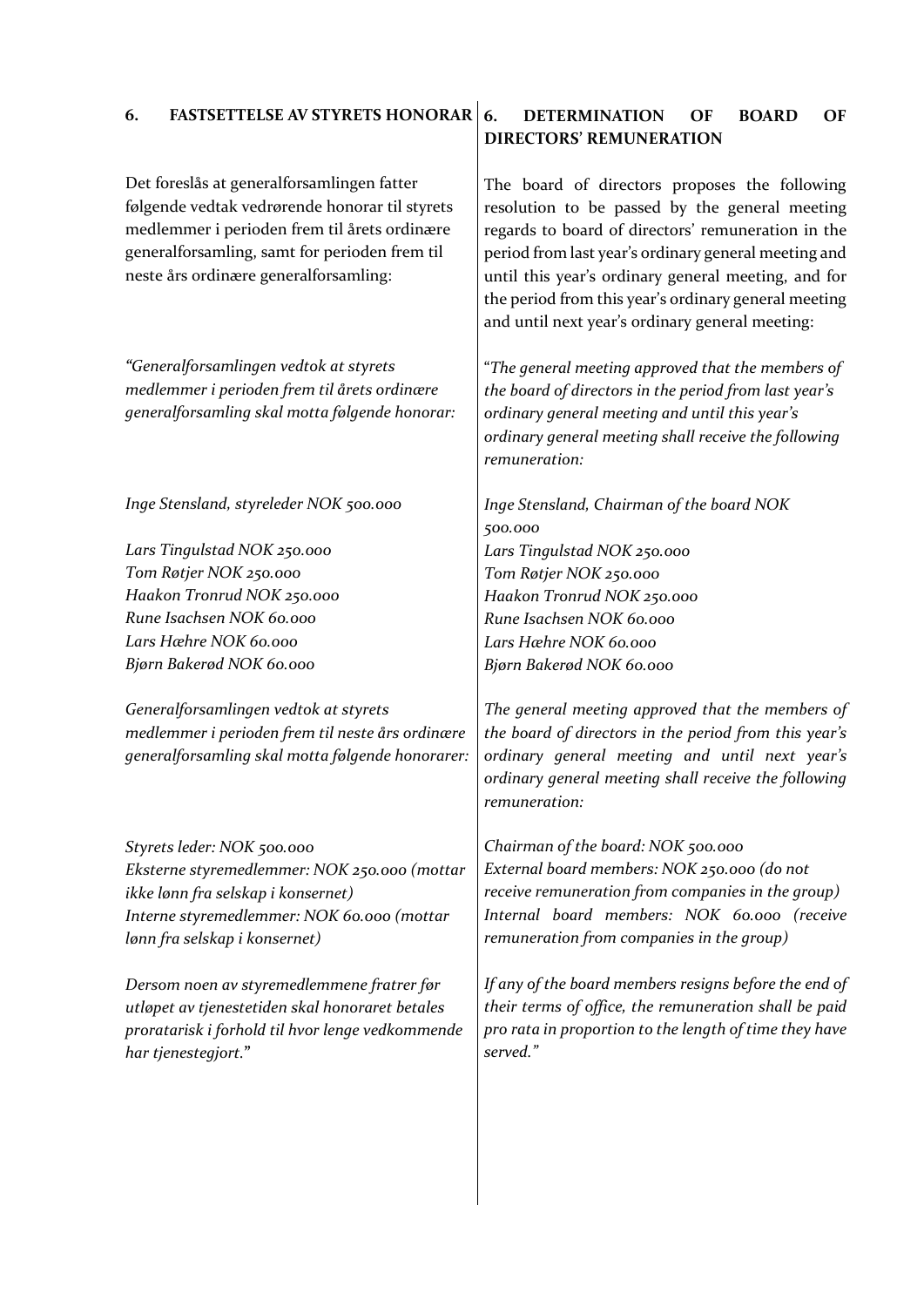## 6. FASTSETTELSE AV STYRETS HONORAR

Det foreslås at generalforsamlingen fatter følgende vedtak vedrørende honorar til styrets medlemmer i perioden frem til årets ordinære generalforsamling, samt for perioden frem til neste års ordinære generalforsamling:

*"Generalforsamlingen vedtok at styrets medlemmer i perioden frem til årets ordinære generalforsamling skal motta følgende honorar:*

*Inge Stensland, styreleder NOK 500.000*

*Lars Tingulstad NOK 250.000*
*Tom Røtjer NOK 250.000*
*Haakon Tronrud NOK 250.000*
*Rune Isachsen NOK 60.000*
*Lars Hæhre NOK 60.000*
*Bjørn Bakerød NOK 60.000*

*Generalforsamlingen vedtok at styrets medlemmer i perioden frem til neste års ordinære generalforsamling skal motta følgende honorarer:*

*Styrets leder: NOK 500.000*
*Eksterne styremedlemmer: NOK 250.000 (mottar ikke lønn fra selskap i konsernet)*
*Interne styremedlemmer: NOK 60.000 (mottar lønn fra selskap i konsernet)*

*Dersom noen av styremedlemmene fratrer før utløpet av tjenestetiden skal honoraret betales proratarisk i forhold til hvor lenge vedkommende har tjenestegjort."*

## 6. DETERMINATION OF BOARD OF DIRECTORS' REMUNERATION

The board of directors proposes the following resolution to be passed by the general meeting regards to board of directors' remuneration in the period from last year's ordinary general meeting and until this year's ordinary general meeting, and for the period from this year's ordinary general meeting and until next year's ordinary general meeting:

*"The general meeting approved that the members of the board of directors in the period from last year's ordinary general meeting and until this year's ordinary general meeting shall receive the following remuneration:*

*Inge Stensland, Chairman of the board NOK 500.000*
*Lars Tingulstad NOK 250.000*
*Tom Røtjer NOK 250.000*
*Haakon Tronrud NOK 250.000*
*Rune Isachsen NOK 60.000*
*Lars Hæhre NOK 60.000*
*Bjørn Bakerød NOK 60.000*

*The general meeting approved that the members of the board of directors in the period from this year's ordinary general meeting and until next year's ordinary general meeting shall receive the following remuneration:*

*Chairman of the board: NOK 500.000*
*External board members: NOK 250.000 (do not receive remuneration from companies in the group)*
*Internal board members: NOK 60.000 (receive remuneration from companies in the group)*

*If any of the board members resigns before the end of their terms of office, the remuneration shall be paid pro rata in proportion to the length of time they have served."*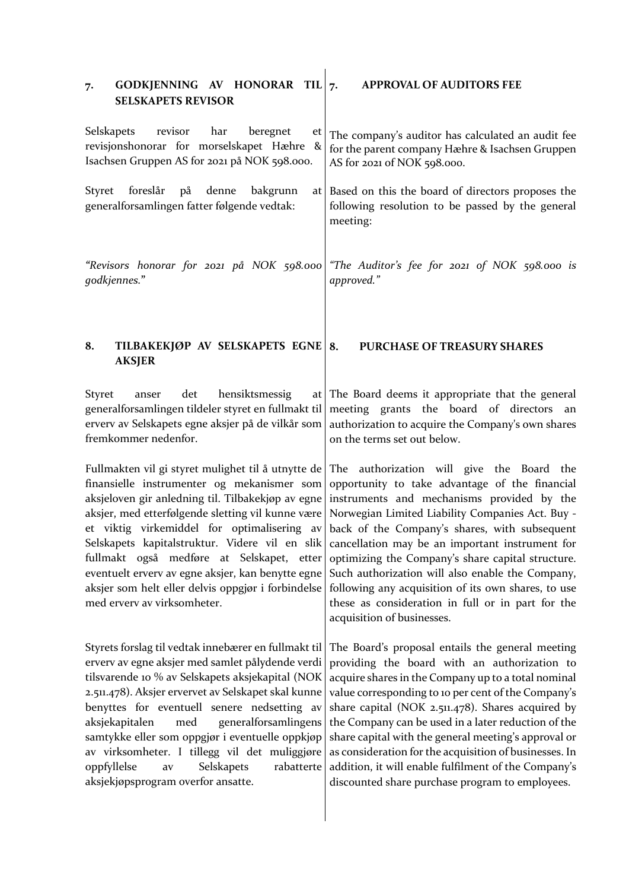## 7. GODKJENNING AV HONORAR TIL SELSKAPETS REVISOR

Selskapets revisor har beregnet et revisjonshonorar for morselskapet Hæhre & Isachsen Gruppen AS for 2021 på NOK 598.000.

Styret foreslår på denne bakgrunn at generalforsamlingen fatter følgende vedtak:

*"Revisors honorar for 2021 på NOK 598.000 godkjennes."*

## 7. APPROVAL OF AUDITORS FEE

The company's auditor has calculated an audit fee for the parent company Hæhre & Isachsen Gruppen AS for 2021 of NOK 598.000.

Based on this the board of directors proposes the following resolution to be passed by the general meeting:

*"The Auditor's fee for 2021 of NOK 598.000 is approved."*

## 8. TILBAKEKJØP AV SELSKAPETS EGNE AKSJER

Styret anser det hensiktsmessig at generalforsamlingen tildeler styret en fullmakt til erverv av Selskapets egne aksjer på de vilkår som fremkommer nedenfor.

Fullmakten vil gi styret mulighet til å utnytte de finansielle instrumenter og mekanismer som aksjeloven gir anledning til. Tilbakekjøp av egne aksjer, med etterfølgende sletting vil kunne være et viktig virkemiddel for optimalisering av Selskapets kapitalstruktur. Videre vil en slik fullmakt også medføre at Selskapet, etter eventuelt erverv av egne aksjer, kan benytte egne aksjer som helt eller delvis oppgjør i forbindelse med erverv av virksomheter.

Styrets forslag til vedtak innebærer en fullmakt til erverv av egne aksjer med samlet pålydende verdi tilsvarende 10 % av Selskapets aksjekapital (NOK 2.511.478). Aksjer ervervet av Selskapet skal kunne benyttes for eventuell senere nedsetting av aksjekapitalen med generalforsamlingens samtykke eller som oppgjør i eventuelle oppkjøp av virksomheter. I tillegg vil det muliggjøre oppfyllelse av Selskapets rabatterte aksjekjøpsprogram overfor ansatte.

## 8. PURCHASE OF TREASURY SHARES

The Board deems it appropriate that the general meeting grants the board of directors an authorization to acquire the Company's own shares on the terms set out below.

The authorization will give the Board the opportunity to take advantage of the financial instruments and mechanisms provided by the Norwegian Limited Liability Companies Act. Buy - back of the Company's shares, with subsequent cancellation may be an important instrument for optimizing the Company's share capital structure. Such authorization will also enable the Company, following any acquisition of its own shares, to use these as consideration in full or in part for the acquisition of businesses.

The Board's proposal entails the general meeting providing the board with an authorization to acquire shares in the Company up to a total nominal value corresponding to 10 per cent of the Company's share capital (NOK 2.511.478). Shares acquired by the Company can be used in a later reduction of the share capital with the general meeting's approval or as consideration for the acquisition of businesses. In addition, it will enable fulfilment of the Company's discounted share purchase program to employees.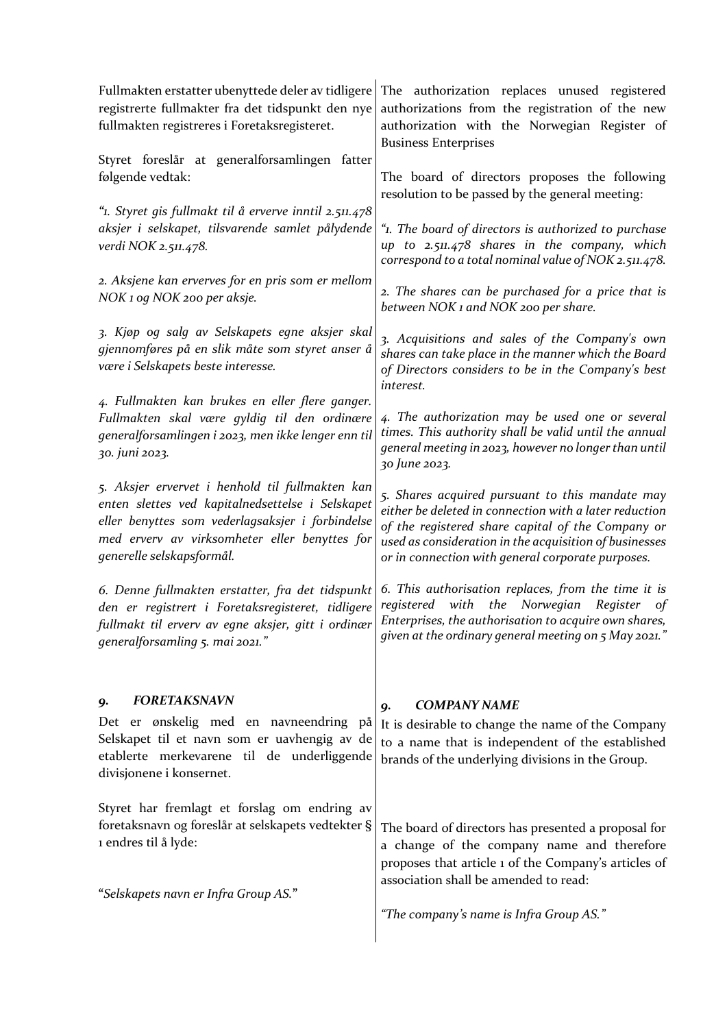Fullmakten erstatter ubenyttede deler av tidligere registrerte fullmakter fra det tidspunkt den nye fullmakten registreres i Foretaksregisteret.

The authorization replaces unused registered authorizations from the registration of the new authorization with the Norwegian Register of Business Enterprises

Styret foreslår at generalforsamlingen fatter følgende vedtak:

The board of directors proposes the following resolution to be passed by the general meeting:

*"1. Styret gis fullmakt til å erverve inntil 2.511.478 aksjer i selskapet, tilsvarende samlet pålydende verdi NOK 2.511.478.*

*2. Aksjene kan erverves for en pris som er mellom NOK 1 og NOK 200 per aksje.*

*3. Kjøp og salg av Selskapets egne aksjer skal gjennomføres på en slik måte som styret anser å være i Selskapets beste interesse.*

*4. Fullmakten kan brukes en eller flere ganger. Fullmakten skal være gyldig til den ordinære generalforsamlingen i 2023, men ikke lenger enn til 30. juni 2023.*

*5. Aksjer ervervet i henhold til fullmakten kan enten slettes ved kapitalnedsettelse i Selskapet eller benyttes som vederlagsaksjer i forbindelse med erverv av virksomheter eller benyttes for generelle selskapsformål.*

*6. Denne fullmakten erstatter, fra det tidspunkt den er registrert i Foretaksregisteret, tidligere fullmakt til erverv av egne aksjer, gitt i ordinær generalforsamling 5. mai 2021."*

*"1. The board of directors is authorized to purchase up to 2.511.478 shares in the company, which correspond to a total nominal value of NOK 2.511.478.*

*2. The shares can be purchased for a price that is between NOK 1 and NOK 200 per share.*

*3. Acquisitions and sales of the Company's own shares can take place in the manner which the Board of Directors considers to be in the Company's best interest.*

*4. The authorization may be used one or several times. This authority shall be valid until the annual general meeting in 2023, however no longer than until 30 June 2023.*

*5. Shares acquired pursuant to this mandate may either be deleted in connection with a later reduction of the registered share capital of the Company or used as consideration in the acquisition of businesses or in connection with general corporate purposes.*

*6. This authorisation replaces, from the time it is registered with the Norwegian Register of Enterprises, the authorisation to acquire own shares, given at the ordinary general meeting on 5 May 2021."*

## 9. *FORETAKSNAVN*

Det er ønskelig med en navneendring på Selskapet til et navn som er uavhengig av de etablerte merkevarene til de underliggende divisjonene i konsernet.

Styret har fremlagt et forslag om endring av foretaksnavn og foreslår at selskapets vedtekter § 1 endres til å lyde:

"*Selskapets navn er Infra Group AS.*"

## 9. *COMPANY NAME*

It is desirable to change the name of the Company to a name that is independent of the established brands of the underlying divisions in the Group.

The board of directors has presented a proposal for a change of the company name and therefore proposes that article 1 of the Company's articles of association shall be amended to read:

*"The company's name is Infra Group AS."*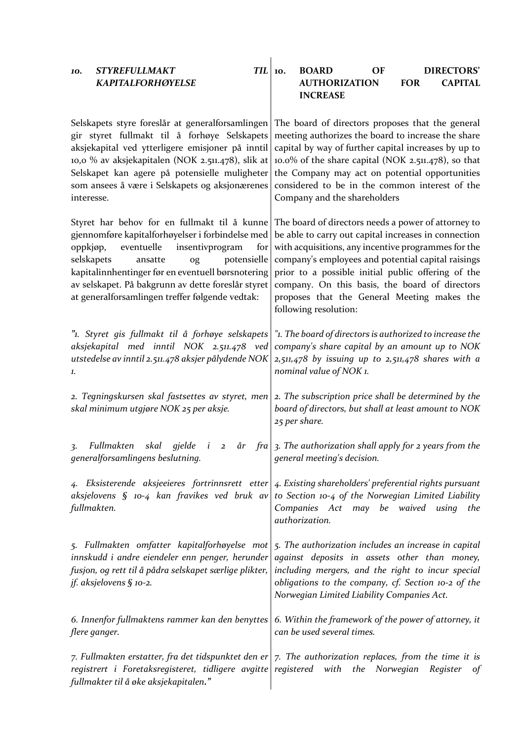## 10. *STYREFULLMAKT TIL KAPITALFORHØYELSE*

Selskapets styre foreslår at generalforsamlingen gir styret fullmakt til å forhøye Selskapets aksjekapital ved ytterligere emisjoner på inntil 10,0 % av aksjekapitalen (NOK 2.511.478), slik at Selskapet kan agere på potensielle muligheter som ansees å være i Selskapets og aksjonærenes interesse.

Styret har behov for en fullmakt til å kunne gjennomføre kapitalforhøyelser i forbindelse med oppkjøp, eventuelle insentivprogram for selskapets ansatte og potensielle kapitalinnhentinger før en eventuell børsnotering av selskapet. På bakgrunn av dette foreslår styret at generalforsamlingen treffer følgende vedtak:

*"1. Styret gis fullmakt til å forhøye selskapets aksjekapital med inntil NOK 2.511.478 ved utstedelse av inntil 2.511.478 aksjer pålydende NOK 1.*

*2. Tegningskursen skal fastsettes av styret, men skal minimum utgjøre NOK 25 per aksje.*

*3. Fullmakten skal gjelde i 2 år fra generalforsamlingens beslutning.*

*4. Eksisterende aksjeeieres fortrinnsrett etter aksjelovens § 10-4 kan fravikes ved bruk av fullmakten.*

*5. Fullmakten omfatter kapitalforhøyelse mot innskudd i andre eiendeler enn penger, herunder fusjon, og rett til å pådra selskapet særlige plikter, jf. aksjelovens § 10-2.*

*6. Innenfor fullmaktens rammer kan den benyttes flere ganger.*

*7. Fullmakten erstatter, fra det tidspunktet den er registrert i Foretaksregisteret, tidligere avgitte fullmakter til å øke aksjekapitalen."*

## 10. BOARD OF DIRECTORS' AUTHORIZATION FOR CAPITAL INCREASE

The board of directors proposes that the general meeting authorizes the board to increase the share capital by way of further capital increases by up to 10.0% of the share capital (NOK 2.511.478), so that the Company may act on potential opportunities considered to be in the common interest of the Company and the shareholders

The board of directors needs a power of attorney to be able to carry out capital increases in connection with acquisitions, any incentive programmes for the company's employees and potential capital raisings prior to a possible initial public offering of the company. On this basis, the board of directors proposes that the General Meeting makes the following resolution:

*"1. The board of directors is authorized to increase the company's share capital by an amount up to NOK 2,511,478 by issuing up to 2,511,478 shares with a nominal value of NOK 1.*

*2. The subscription price shall be determined by the board of directors, but shall at least amount to NOK 25 per share.*

*3. The authorization shall apply for 2 years from the general meeting's decision.*

*4. Existing shareholders' preferential rights pursuant to Section 10-4 of the Norwegian Limited Liability Companies Act may be waived using the authorization.*

*5. The authorization includes an increase in capital against deposits in assets other than money, including mergers, and the right to incur special obligations to the company, cf. Section 10-2 of the Norwegian Limited Liability Companies Act.*

*6. Within the framework of the power of attorney, it can be used several times.*

*7. The authorization replaces, from the time it is registered with the Norwegian Register of*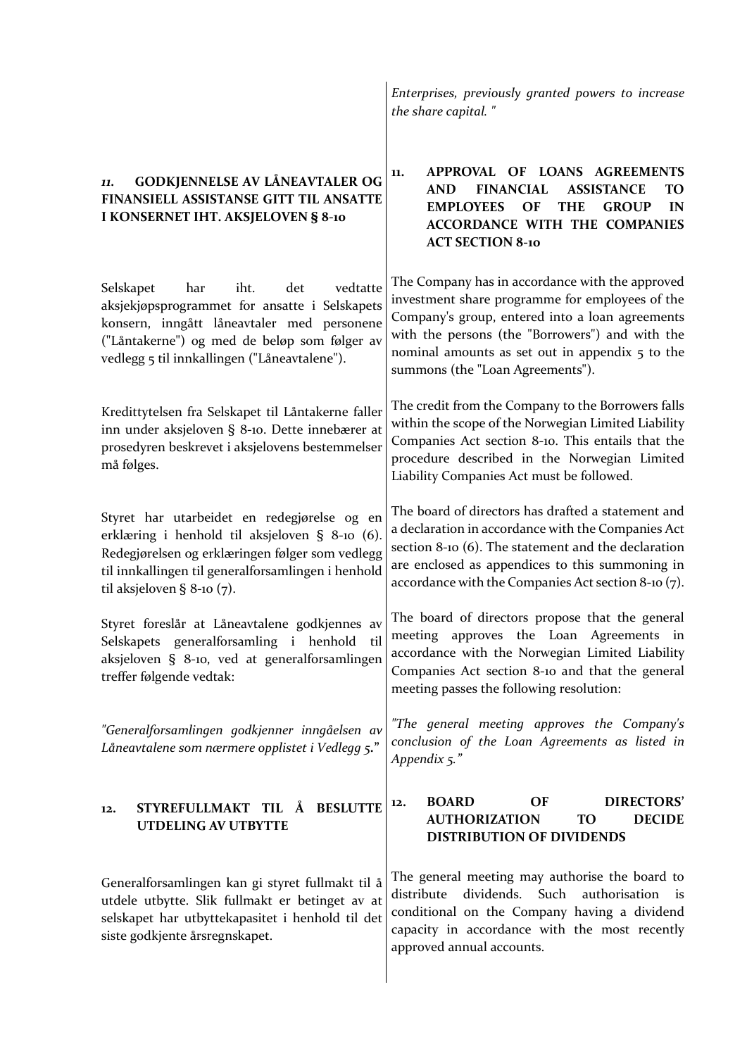*Enterprises, previously granted powers to increase the share capital. "*

## *11.* GODKJENNELSE AV LÅNEAVTALER OG FINANSIELL ASSISTANSE GITT TIL ANSATTE I KONSERNET IHT. AKSJELOVEN § 8-10

Selskapet har iht. det vedtatte aksjekjøpsprogrammet for ansatte i Selskapets konsern, inngått låneavtaler med personene ("Låntakerne") og med de beløp som følger av vedlegg 5 til innkallingen ("Låneavtalene").

Kredittytelsen fra Selskapet til Låntakerne faller inn under aksjeloven § 8-10. Dette innebærer at prosedyren beskrevet i aksjelovens bestemmelser må følges.

Styret har utarbeidet en redegjørelse og en erklæring i henhold til aksjeloven § 8-10 (6). Redegjørelsen og erklæringen følger som vedlegg til innkallingen til generalforsamlingen i henhold til aksjeloven § 8-10 (7).

Styret foreslår at Låneavtalene godkjennes av Selskapets generalforsamling i henhold til aksjeloven § 8-10, ved at generalforsamlingen treffer følgende vedtak:

*"Generalforsamlingen godkjenner inngåelsen av Låneavtalene som nærmere opplistet i Vedlegg 5.*"

## 11. APPROVAL OF LOANS AGREEMENTS AND FINANCIAL ASSISTANCE TO EMPLOYEES OF THE GROUP IN ACCORDANCE WITH THE COMPANIES ACT SECTION 8-10

The Company has in accordance with the approved investment share programme for employees of the Company's group, entered into a loan agreements with the persons (the "Borrowers") and with the nominal amounts as set out in appendix 5 to the summons (the "Loan Agreements").

The credit from the Company to the Borrowers falls within the scope of the Norwegian Limited Liability Companies Act section 8-10. This entails that the procedure described in the Norwegian Limited Liability Companies Act must be followed.

The board of directors has drafted a statement and a declaration in accordance with the Companies Act section 8-10 (6). The statement and the declaration are enclosed as appendices to this summoning in accordance with the Companies Act section 8-10 (7).

The board of directors propose that the general meeting approves the Loan Agreements in accordance with the Norwegian Limited Liability Companies Act section 8-10 and that the general meeting passes the following resolution:

*"The general meeting approves the Company's conclusion of the Loan Agreements as listed in Appendix 5."*

## 12. STYREFULLMAKT TIL Å BESLUTTE UTDELING AV UTBYTTE

Generalforsamlingen kan gi styret fullmakt til å utdele utbytte. Slik fullmakt er betinget av at selskapet har utbyttekapasitet i henhold til det siste godkjente årsregnskapet.

## 12. BOARD OF DIRECTORS' AUTHORIZATION TO DECIDE DISTRIBUTION OF DIVIDENDS

The general meeting may authorise the board to distribute dividends. Such authorisation is conditional on the Company having a dividend capacity in accordance with the most recently approved annual accounts.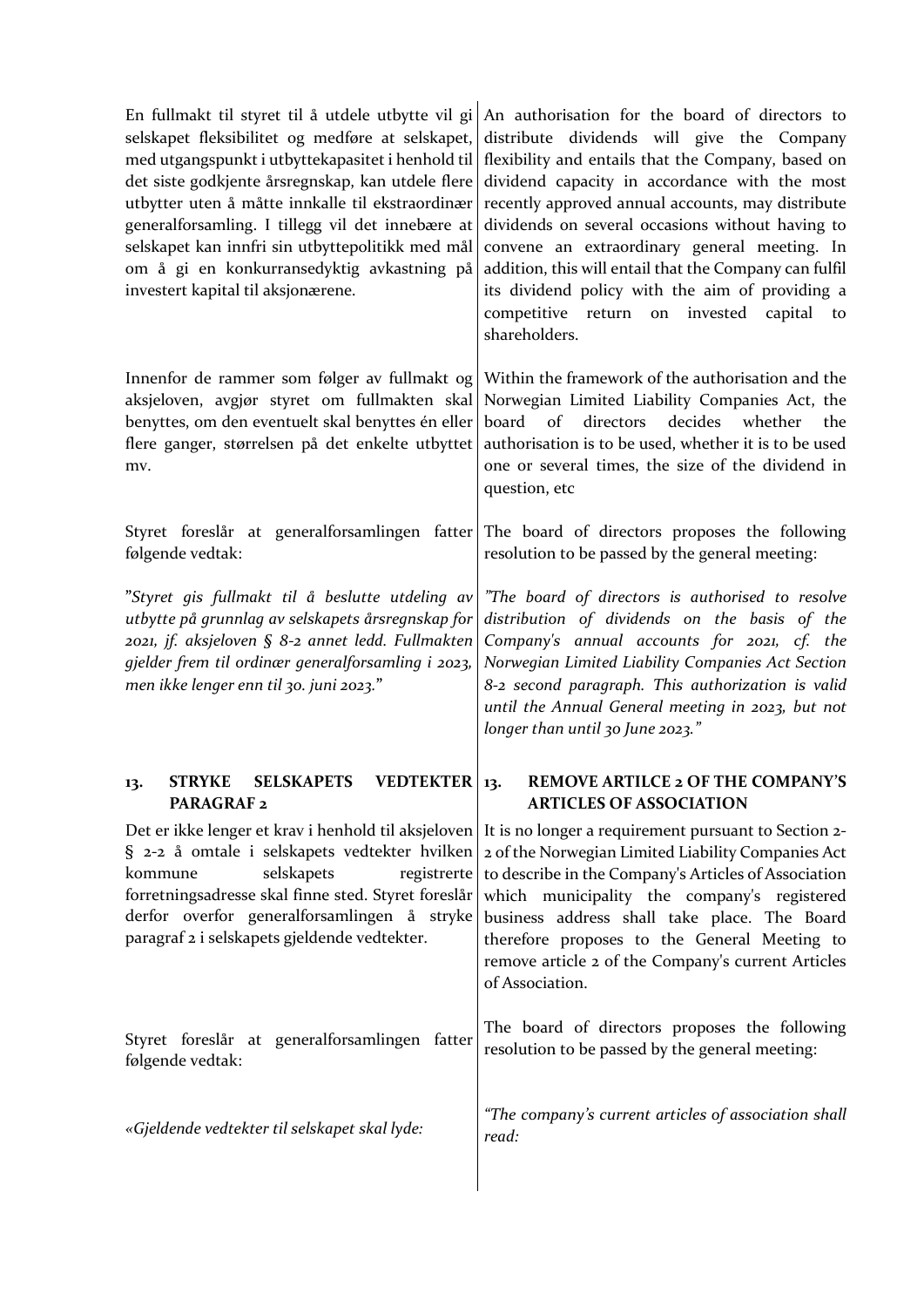| | |
|---|---|
| En fullmakt til styret til å utdele utbytte vil gi selskapet fleksibilitet og medføre at selskapet, med utgangspunkt i utbyttekapasitet i henhold til det siste godkjente årsregnskap, kan utdele flere utbytter uten å måtte innkalle til ekstraordinær generalforsamling. I tillegg vil det innebære at selskapet kan innfri sin utbyttepolitikk med mål om å gi en konkurransedyktig avkastning på investert kapital til aksjonærene. | An authorisation for the board of directors to distribute dividends will give the Company flexibility and entails that the Company, based on dividend capacity in accordance with the most recently approved annual accounts, may distribute dividends on several occasions without having to convene an extraordinary general meeting. In addition, this will entail that the Company can fulfil its dividend policy with the aim of providing a competitive return on invested capital to shareholders. |
| Innenfor de rammer som følger av fullmakt og aksjeloven, avgjør styret om fullmakten skal benyttes, om den eventuelt skal benyttes én eller flere ganger, størrelsen på det enkelte utbyttet mv. | Within the framework of the authorisation and the Norwegian Limited Liability Companies Act, the board of directors decides whether the authorisation is to be used, whether it is to be used one or several times, the size of the dividend in question, etc |
| Styret foreslår at generalforsamlingen fatter følgende vedtak: | The board of directors proposes the following resolution to be passed by the general meeting: |
| *"Styret gis fullmakt til å beslutte utdeling av utbytte på grunnlag av selskapets årsregnskap for 2021, jf. aksjeloven § 8-2 annet ledd. Fullmakten gjelder frem til ordinær generalforsamling i 2023, men ikke lenger enn til 30. juni 2023."* | *"The board of directors is authorised to resolve distribution of dividends on the basis of the Company's annual accounts for 2021, cf. the Norwegian Limited Liability Companies Act Section 8-2 second paragraph. This authorization is valid until the Annual General meeting in 2023, but not longer than until 30 June 2023."* |
| **13. STRYKE SELSKAPETS VEDTEKTER PARAGRAF 2** | **13. REMOVE ARTILCE 2 OF THE COMPANY'S ARTICLES OF ASSOCIATION** |
| Det er ikke lenger et krav i henhold til aksjeloven § 2-2 å omtale i selskapets vedtekter hvilken kommune selskapets registrerte forretningsadresse skal finne sted. Styret foreslår derfor overfor generalforsamlingen å stryke paragraf 2 i selskapets gjeldende vedtekter. | It is no longer a requirement pursuant to Section 2-2 of the Norwegian Limited Liability Companies Act to describe in the Company's Articles of Association which municipality the company's registered business address shall take place. The Board therefore proposes to the General Meeting to remove article 2 of the Company's current Articles of Association. |
| Styret foreslår at generalforsamlingen fatter følgende vedtak: | The board of directors proposes the following resolution to be passed by the general meeting: |
| *«Gjeldende vedtekter til selskapet skal lyde:* | *"The company's current articles of association shall read:* |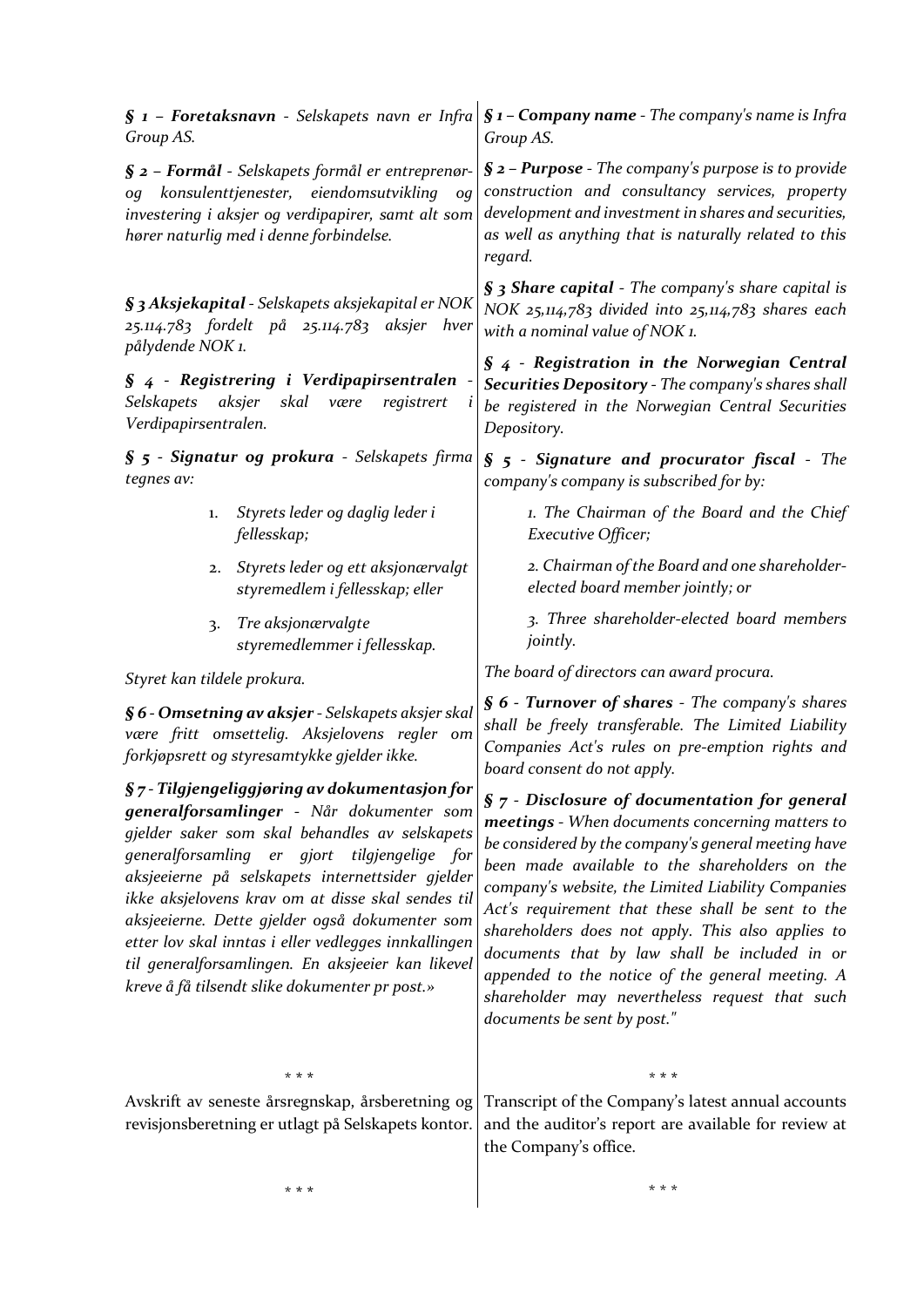***§ 1 – Foretaksnavn*** - *Selskapets navn er Infra Group AS.*

***§ 2 – Formål*** - *Selskapets formål er entreprenør- og konsulenttjenester, eiendomsutvikling og investering i aksjer og verdipapirer, samt alt som hører naturlig med i denne forbindelse.*

***§ 3 Aksjekapital*** - *Selskapets aksjekapital er NOK 25.114.783 fordelt på 25.114.783 aksjer hver pålydende NOK 1.*

***§ 4 - Registrering i Verdipapirsentralen*** - *Selskapets aksjer skal være registrert i Verdipapirsentralen.*

***§ 5 - Signatur og prokura*** - *Selskapets firma tegnes av:*

1. *Styrets leder og daglig leder i fellesskap;*
2. *Styrets leder og ett aksjonærvalgt styremedlem i fellesskap; eller*
3. *Tre aksjonærvalgte styremedlemmer i fellesskap.*

*Styret kan tildele prokura.*

***§ 6 - Omsetning av aksjer*** - *Selskapets aksjer skal være fritt omsettelig. Aksjelovens regler om forkjøpsrett og styresamtykke gjelder ikke.*

***§ 7 - Tilgjengeliggjøring av dokumentasjon for generalforsamlinger*** - *Når dokumenter som gjelder saker som skal behandles av selskapets generalforsamling er gjort tilgjengelige for aksjeeierne på selskapets internettsider gjelder ikke aksjelovens krav om at disse skal sendes til aksjeeierne. Dette gjelder også dokumenter som etter lov skal inntas i eller vedlegges innkallingen til generalforsamlingen. En aksjeeier kan likevel kreve å få tilsendt slike dokumenter pr post.»*

\* \* \*

Avskrift av seneste årsregnskap, årsberetning og revisjonsberetning er utlagt på Selskapets kontor.

\* \* \*

***§ 1 – Company name*** - *The company's name is Infra Group AS.*

***§ 2 – Purpose*** - *The company's purpose is to provide construction and consultancy services, property development and investment in shares and securities, as well as anything that is naturally related to this regard.*

***§ 3 Share capital*** - *The company's share capital is NOK 25,114,783 divided into 25,114,783 shares each with a nominal value of NOK 1.*

***§ 4 - Registration in the Norwegian Central Securities Depository*** - *The company's shares shall be registered in the Norwegian Central Securities Depository.*

***§ 5 - Signature and procurator fiscal*** - *The company's company is subscribed for by:*

*1. The Chairman of the Board and the Chief Executive Officer;*

*2. Chairman of the Board and one shareholder-elected board member jointly; or*

*3. Three shareholder-elected board members jointly.*

*The board of directors can award procura.*

***§ 6 - Turnover of shares*** - *The company's shares shall be freely transferable. The Limited Liability Companies Act's rules on pre-emption rights and board consent do not apply.*

***§ 7 - Disclosure of documentation for general meetings*** - *When documents concerning matters to be considered by the company's general meeting have been made available to the shareholders on the company's website, the Limited Liability Companies Act's requirement that these shall be sent to the shareholders does not apply. This also applies to documents that by law shall be included in or appended to the notice of the general meeting. A shareholder may nevertheless request that such documents be sent by post."*

\* \* \*

Transcript of the Company's latest annual accounts and the auditor's report are available for review at the Company's office.

\* \* \*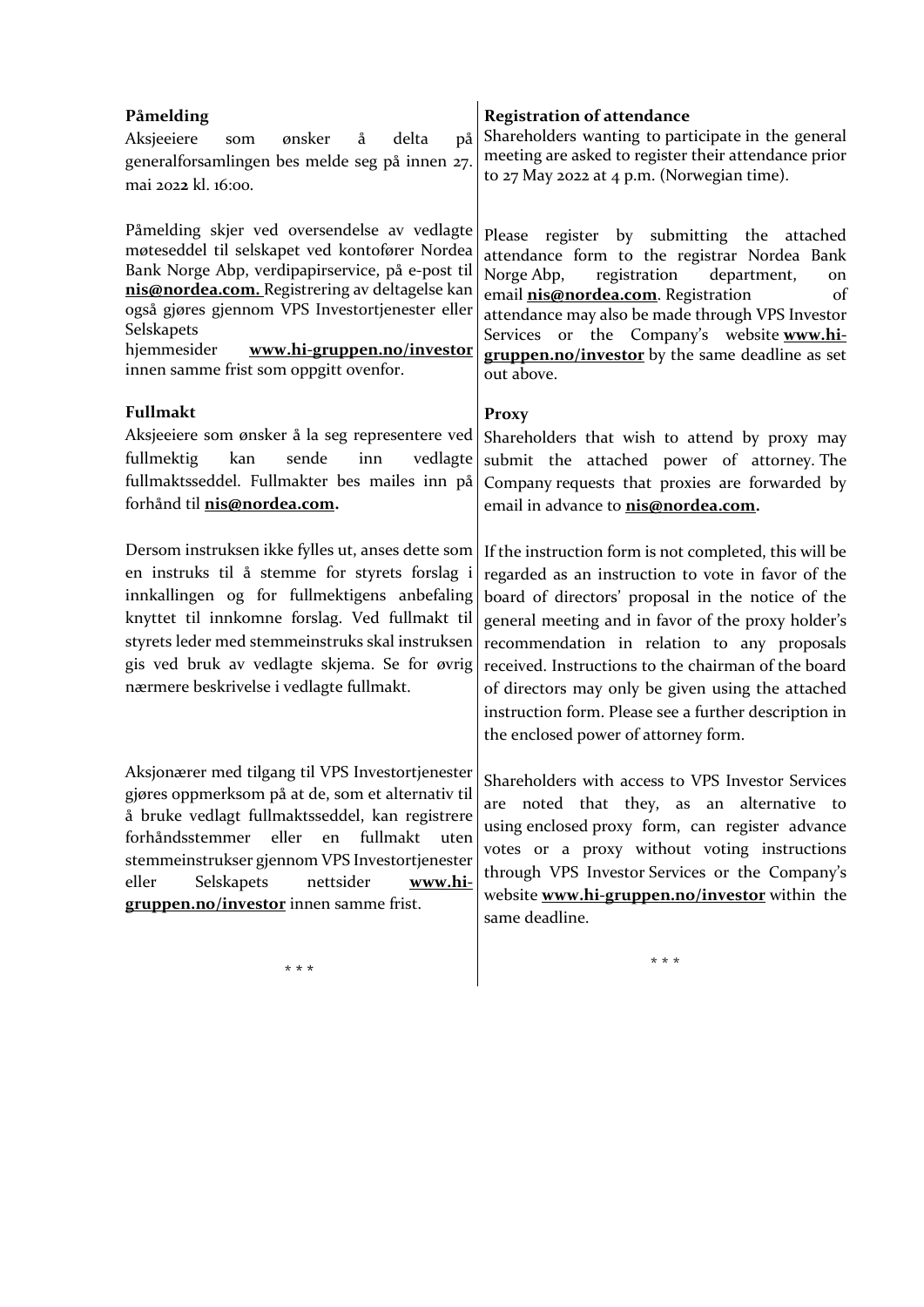**Påmelding**

Aksjeeiere som ønsker å delta på generalforsamlingen bes melde seg på innen 27. mai 2022 kl. 16:00.

Påmelding skjer ved oversendelse av vedlagte møteseddel til selskapet ved kontofører Nordea Bank Norge Abp, verdipapirservice, på e-post til **nis@nordea.com.** Registrering av deltagelse kan også gjøres gjennom VPS Investortjenester eller Selskapets hjemmesider **www.hi-gruppen.no/investor** innen samme frist som oppgitt ovenfor.

**Fullmakt**

Aksjeeiere som ønsker å la seg representere ved fullmektig kan sende inn vedlagte fullmaktsseddel. Fullmakter bes mailes inn på forhånd til **nis@nordea.com.**

Dersom instruksen ikke fylles ut, anses dette som en instruks til å stemme for styrets forslag i innkallingen og for fullmektigens anbefaling knyttet til innkomne forslag. Ved fullmakt til styrets leder med stemmeinstruks skal instruksen gis ved bruk av vedlagte skjema. Se for øvrig nærmere beskrivelse i vedlagte fullmakt.

Aksjonærer med tilgang til VPS Investortjenester gjøres oppmerksom på at de, som et alternativ til å bruke vedlagt fullmaktsseddel, kan registrere forhåndsstemmer eller en fullmakt uten stemmeinstrukser gjennom VPS Investortjenester eller Selskapets nettsider **www.hi-gruppen.no/investor** innen samme frist.

\* \* \*

**Registration of attendance**

Shareholders wanting to participate in the general meeting are asked to register their attendance prior to 27 May 2022 at 4 p.m. (Norwegian time).

Please register by submitting the attached attendance form to the registrar Nordea Bank Norge Abp, registration department, on email **nis@nordea.com**. Registration of attendance may also be made through VPS Investor Services or the Company's website **www.hi-gruppen.no/investor** by the same deadline as set out above.

**Proxy**

Shareholders that wish to attend by proxy may submit the attached power of attorney. The Company requests that proxies are forwarded by email in advance to **nis@nordea.com.**

If the instruction form is not completed, this will be regarded as an instruction to vote in favor of the board of directors' proposal in the notice of the general meeting and in favor of the proxy holder's recommendation in relation to any proposals received. Instructions to the chairman of the board of directors may only be given using the attached instruction form. Please see a further description in the enclosed power of attorney form.

Shareholders with access to VPS Investor Services are noted that they, as an alternative to using enclosed proxy form, can register advance votes or a proxy without voting instructions through VPS Investor Services or the Company's website **www.hi-gruppen.no/investor** within the same deadline.

\* \* \*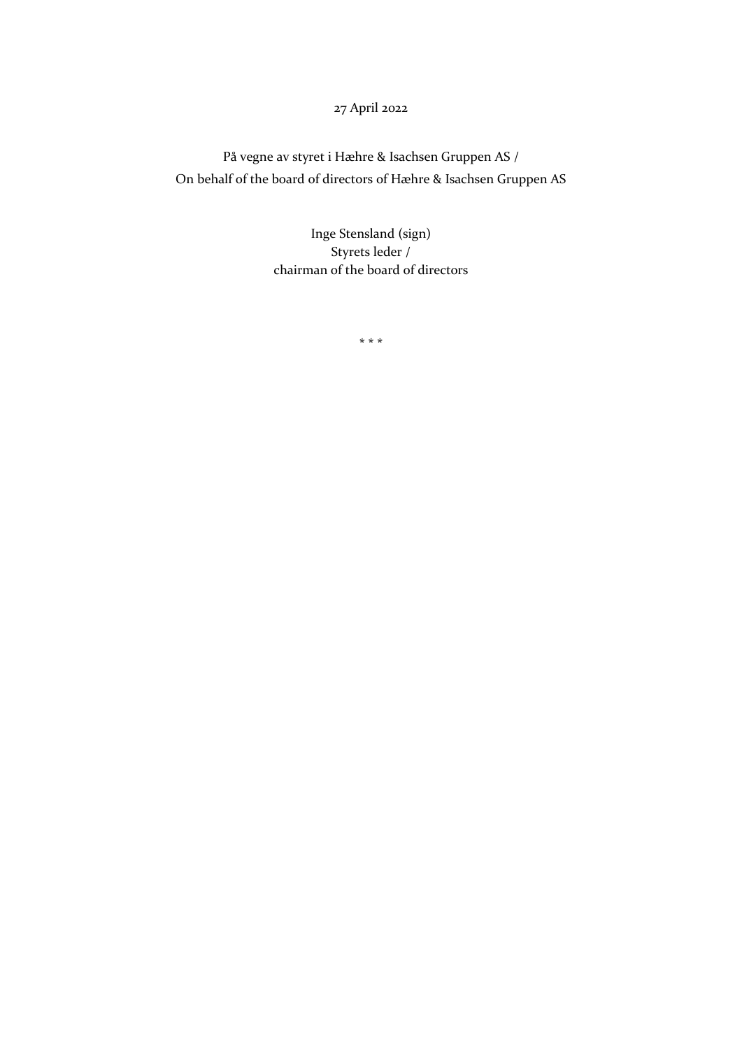27 April 2022

På vegne av styret i Hæhre & Isachsen Gruppen AS /
On behalf of the board of directors of Hæhre & Isachsen Gruppen AS

Inge Stensland (sign)
Styrets leder /
chairman of the board of directors

* * *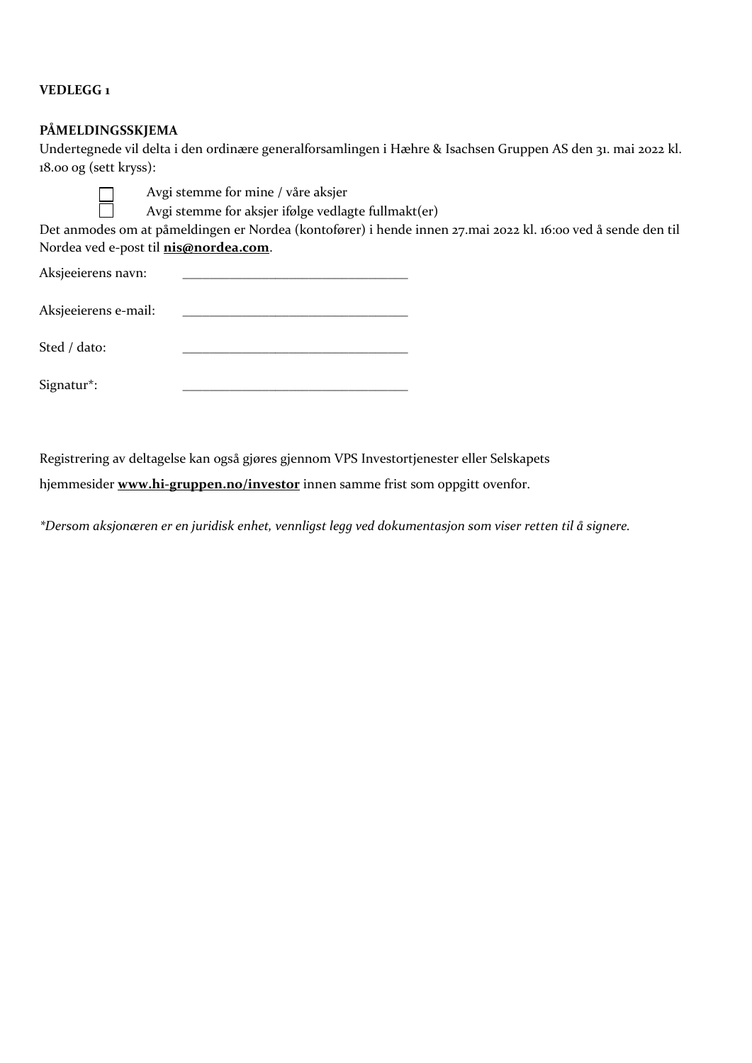**VEDLEGG 1**

**PÅMELDINGSSKJEMA**

Undertegnede vil delta i den ordinære generalforsamlingen i Hæhre & Isachsen Gruppen AS den 31. mai 2022 kl. 18.00 og (sett kryss):

- ☐ Avgi stemme for mine / våre aksjer
- ☐ Avgi stemme for aksjer ifølge vedlagte fullmakt(er)

Det anmodes om at påmeldingen er Nordea (kontofører) i hende innen 27.mai 2022 kl. 16:00 ved å sende den til Nordea ved e-post til **nis@nordea.com**.

Aksjeeierens navn: ________________________________

Aksjeeierens e-mail: ________________________________

Sted / dato: ________________________________

Signatur*: ________________________________

Registrering av deltagelse kan også gjøres gjennom VPS Investortjenester eller Selskapets hjemmesider **www.hi-gruppen.no/investor** innen samme frist som oppgitt ovenfor.

*\*Dersom aksjonæren er en juridisk enhet, vennligst legg ved dokumentasjon som viser retten til å signere.*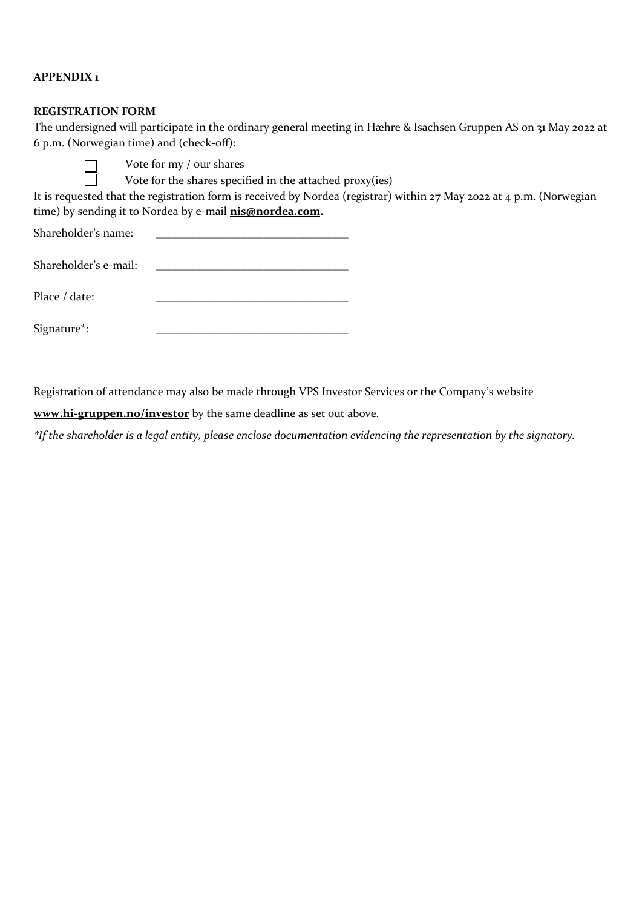**APPENDIX 1**

**REGISTRATION FORM**

The undersigned will participate in the ordinary general meeting in Hæhre & Isachsen Gruppen AS on 31 May 2022 at 6 p.m. (Norwegian time) and (check-off):

- ☐ Vote for my / our shares
- ☐ Vote for the shares specified in the attached proxy(ies)

It is requested that the registration form is received by Nordea (registrar) within 27 May 2022 at 4 p.m. (Norwegian time) by sending it to Nordea by e-mail **nis@nordea.com.**

Shareholder's name: ______________________________

Shareholder's e-mail: ______________________________

Place / date: ______________________________

Signature*: ______________________________

Registration of attendance may also be made through VPS Investor Services or the Company's website **www.hi-gruppen.no/investor** by the same deadline as set out above.

*\*If the shareholder is a legal entity, please enclose documentation evidencing the representation by the signatory.*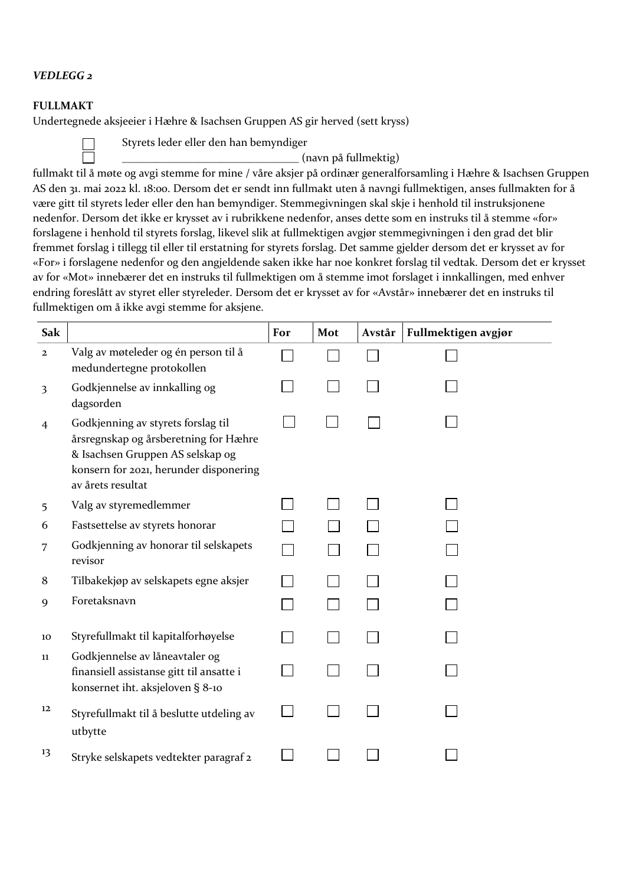*VEDLEGG 2*

**FULLMAKT**

Undertegnede aksjeeier i Hæhre & Isachsen Gruppen AS gir herved (sett kryss)

☐ Styrets leder eller den han bemyndiger

☐ ______________________________ (navn på fullmektig)

fullmakt til å møte og avgi stemme for mine / våre aksjer på ordinær generalforsamling i Hæhre & Isachsen Gruppen AS den 31. mai 2022 kl. 18:00. Dersom det er sendt inn fullmakt uten å navngi fullmektigen, anses fullmakten for å være gitt til styrets leder eller den han bemyndiger. Stemmegivningen skal skje i henhold til instruksjonene nedenfor. Dersom det ikke er krysset av i rubrikkene nedenfor, anses dette som en instruks til å stemme «for» forslagene i henhold til styrets forslag, likevel slik at fullmektigen avgjør stemmegivningen i den grad det blir fremmet forslag i tillegg til eller til erstatning for styrets forslag. Det samme gjelder dersom det er krysset av for «For» i forslagene nedenfor og den angjeldende saken ikke har noe konkret forslag til vedtak. Dersom det er krysset av for «Mot» innebærer det en instruks til fullmektigen om å stemme imot forslaget i innkallingen, med enhver endring foreslått av styret eller styreleder. Dersom det er krysset av for «Avstår» innebærer det en instruks til fullmektigen om å ikke avgi stemme for aksjene.

| Sak | | For | Mot | Avstår | Fullmektigen avgjør |
|---|---|---|---|---|---|
| 2 | Valg av møteleder og én person til å medundertegne protokollen | ☐ | ☐ | ☐ | ☐ |
| 3 | Godkjennelse av innkalling og dagsorden | ☐ | ☐ | ☐ | ☐ |
| 4 | Godkjenning av styrets forslag til årsregnskap og årsberetning for Hæhre & Isachsen Gruppen AS selskap og konsern for 2021, herunder disponering av årets resultat | ☐ | ☐ | ☐ | ☐ |
| 5 | Valg av styremedlemmer | ☐ | ☐ | ☐ | ☐ |
| 6 | Fastsettelse av styrets honorar | ☐ | ☐ | ☐ | ☐ |
| 7 | Godkjenning av honorar til selskapets revisor | ☐ | ☐ | ☐ | ☐ |
| 8 | Tilbakekjøp av selskapets egne aksjer | ☐ | ☐ | ☐ | ☐ |
| 9 | Foretaksnavn | ☐ | ☐ | ☐ | ☐ |
| 10 | Styrefullmakt til kapitalforhøyelse | ☐ | ☐ | ☐ | ☐ |
| 11 | Godkjennelse av låneavtaler og finansiell assistanse gitt til ansatte i konsernet iht. aksjeloven § 8-10 | ☐ | ☐ | ☐ | ☐ |
| 12 | Styrefullmakt til å beslutte utdeling av utbytte | ☐ | ☐ | ☐ | ☐ |
| 13 | Stryke selskapets vedtekter paragraf 2 | ☐ | ☐ | ☐ | ☐ |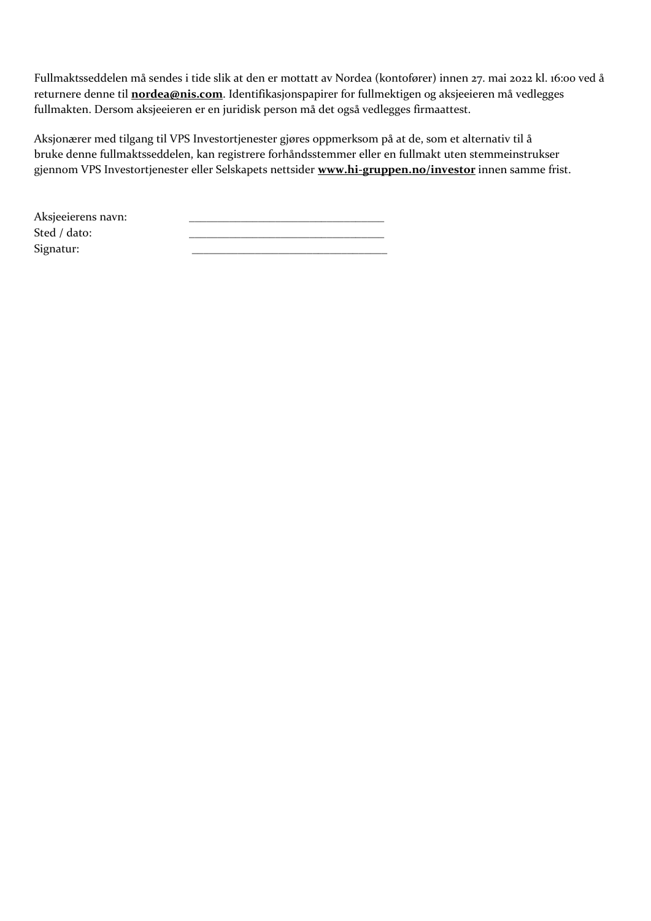Fullmaktsseddelen må sendes i tide slik at den er mottatt av Nordea (kontofører) innen 27. mai 2022 kl. 16:00 ved å returnere denne til **nordea@nis.com**. Identifikasjonspapirer for fullmektigen og aksjeeieren må vedlegges fullmakten. Dersom aksjeeieren er en juridisk person må det også vedlegges firmaattest.

Aksjonærer med tilgang til VPS Investortjenester gjøres oppmerksom på at de, som et alternativ til å bruke denne fullmaktsseddelen, kan registrere forhåndsstemmer eller en fullmakt uten stemmeinstrukser gjennom VPS Investortjenester eller Selskapets nettsider **www.hi-gruppen.no/investor** innen samme frist.

Aksjeeierens navn: ________________________________

Sted / dato: ________________________________

Signatur: ________________________________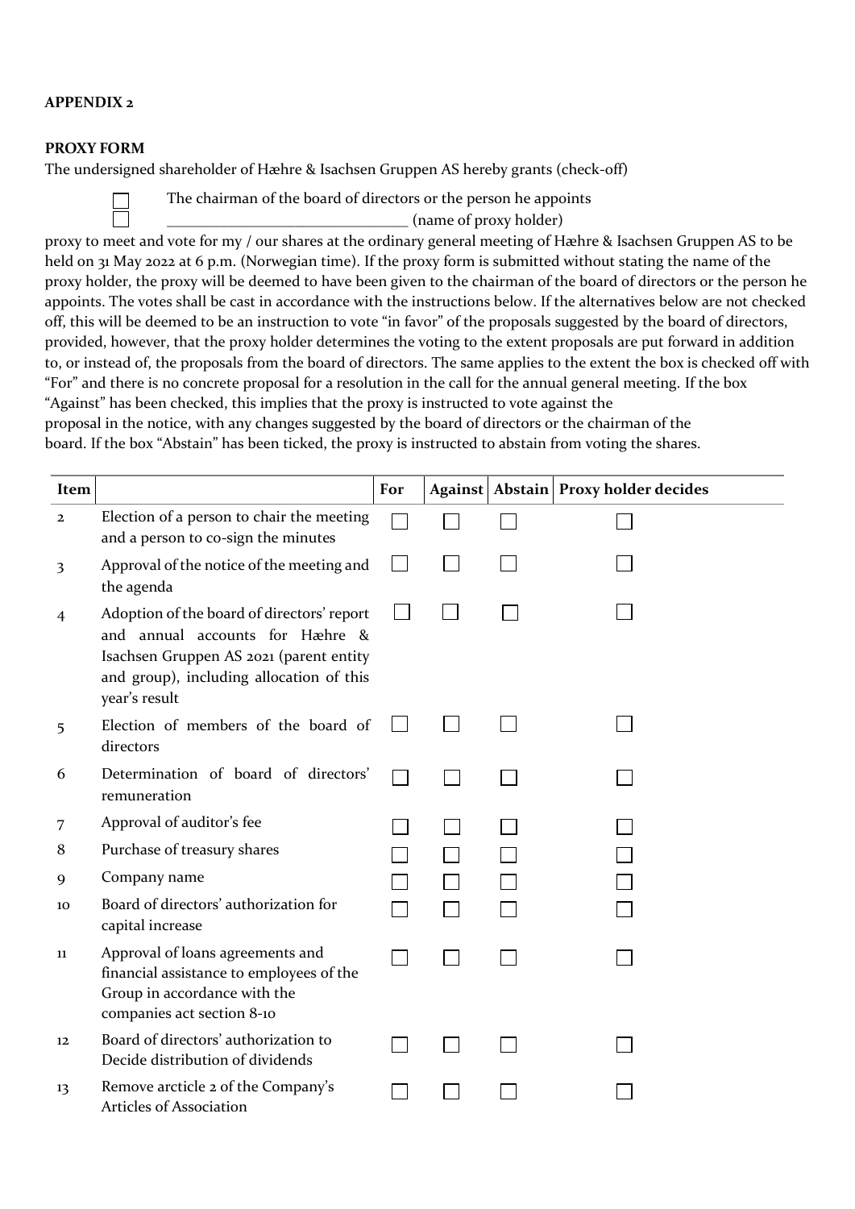**APPENDIX 2**

**PROXY FORM**

The undersigned shareholder of Hæhre & Isachsen Gruppen AS hereby grants (check-off)

☐ The chairman of the board of directors or the person he appoints
☐ ______________________________ (name of proxy holder)

proxy to meet and vote for my / our shares at the ordinary general meeting of Hæhre & Isachsen Gruppen AS to be held on 31 May 2022 at 6 p.m. (Norwegian time). If the proxy form is submitted without stating the name of the proxy holder, the proxy will be deemed to have been given to the chairman of the board of directors or the person he appoints. The votes shall be cast in accordance with the instructions below. If the alternatives below are not checked off, this will be deemed to be an instruction to vote "in favor" of the proposals suggested by the board of directors, provided, however, that the proxy holder determines the voting to the extent proposals are put forward in addition to, or instead of, the proposals from the board of directors. The same applies to the extent the box is checked off with "For" and there is no concrete proposal for a resolution in the call for the annual general meeting. If the box "Against" has been checked, this implies that the proxy is instructed to vote against the proposal in the notice, with any changes suggested by the board of directors or the chairman of the board. If the box "Abstain" has been ticked, the proxy is instructed to abstain from voting the shares.

| Item | | For | Against | Abstain | Proxy holder decides |
|---|---|---|---|---|---|
| 2 | Election of a person to chair the meeting and a person to co-sign the minutes | ☐ | ☐ | ☐ | ☐ |
| 3 | Approval of the notice of the meeting and the agenda | ☐ | ☐ | ☐ | ☐ |
| 4 | Adoption of the board of directors' report and annual accounts for Hæhre & Isachsen Gruppen AS 2021 (parent entity and group), including allocation of this year's result | ☐ | ☐ | ☐ | ☐ |
| 5 | Election of members of the board of directors | ☐ | ☐ | ☐ | ☐ |
| 6 | Determination of board of directors' remuneration | ☐ | ☐ | ☐ | ☐ |
| 7 | Approval of auditor's fee | ☐ | ☐ | ☐ | ☐ |
| 8 | Purchase of treasury shares | ☐ | ☐ | ☐ | ☐ |
| 9 | Company name | ☐ | ☐ | ☐ | ☐ |
| 10 | Board of directors' authorization for capital increase | ☐ | ☐ | ☐ | ☐ |
| 11 | Approval of loans agreements and financial assistance to employees of the Group in accordance with the companies act section 8-10 | ☐ | ☐ | ☐ | ☐ |
| 12 | Board of directors' authorization to Decide distribution of dividends | ☐ | ☐ | ☐ | ☐ |
| 13 | Remove arcticle 2 of the Company's Articles of Association | ☐ | ☐ | ☐ | ☐ |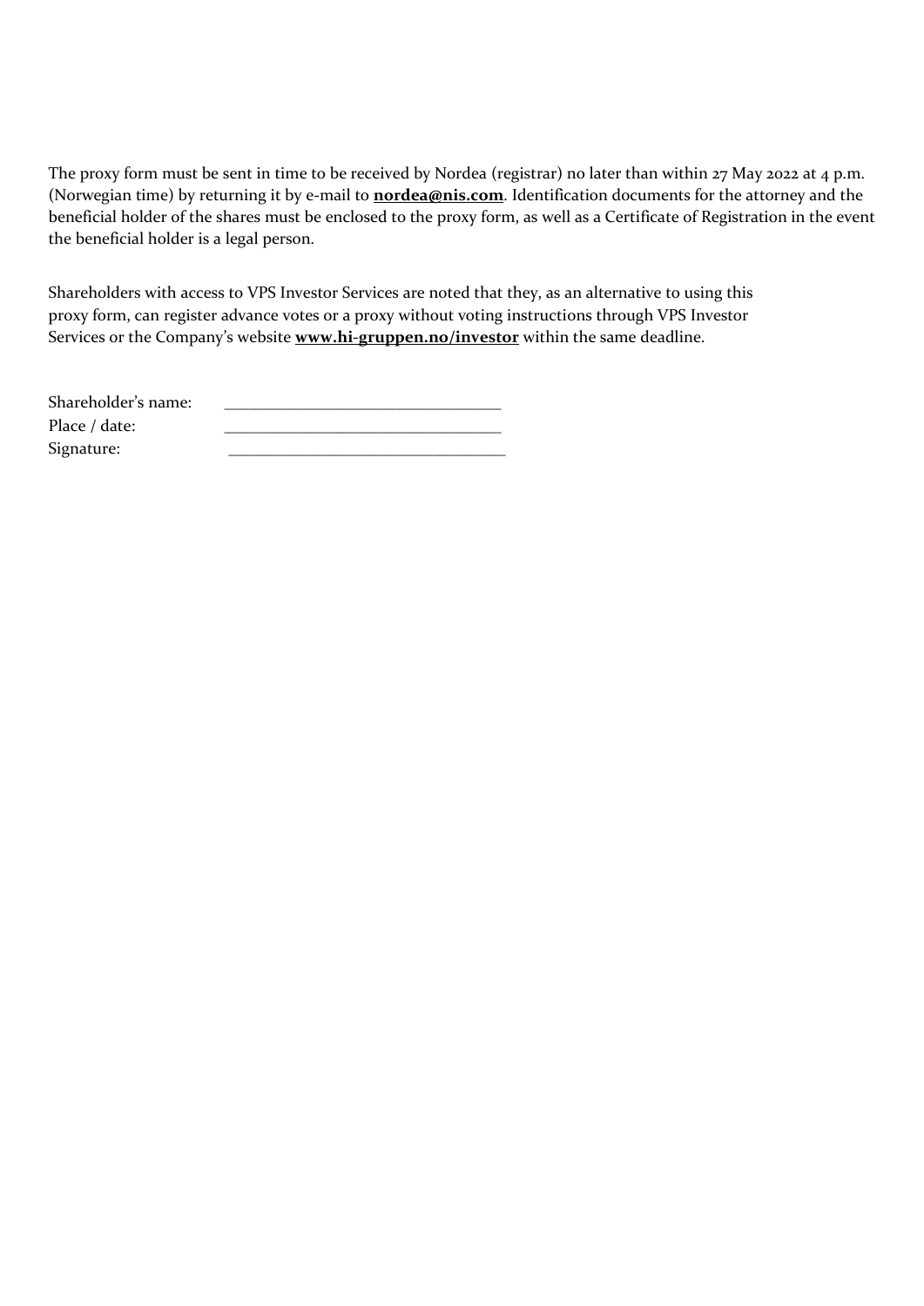The proxy form must be sent in time to be received by Nordea (registrar) no later than within 27 May 2022 at 4 p.m. (Norwegian time) by returning it by e-mail to **nordea@nis.com**. Identification documents for the attorney and the beneficial holder of the shares must be enclosed to the proxy form, as well as a Certificate of Registration in the event the beneficial holder is a legal person.

Shareholders with access to VPS Investor Services are noted that they, as an alternative to using this proxy form, can register advance votes or a proxy without voting instructions through VPS Investor Services or the Company's website **www.hi-gruppen.no/investor** within the same deadline.

Shareholder's name: ________________________________
Place / date: ________________________________
Signature: ________________________________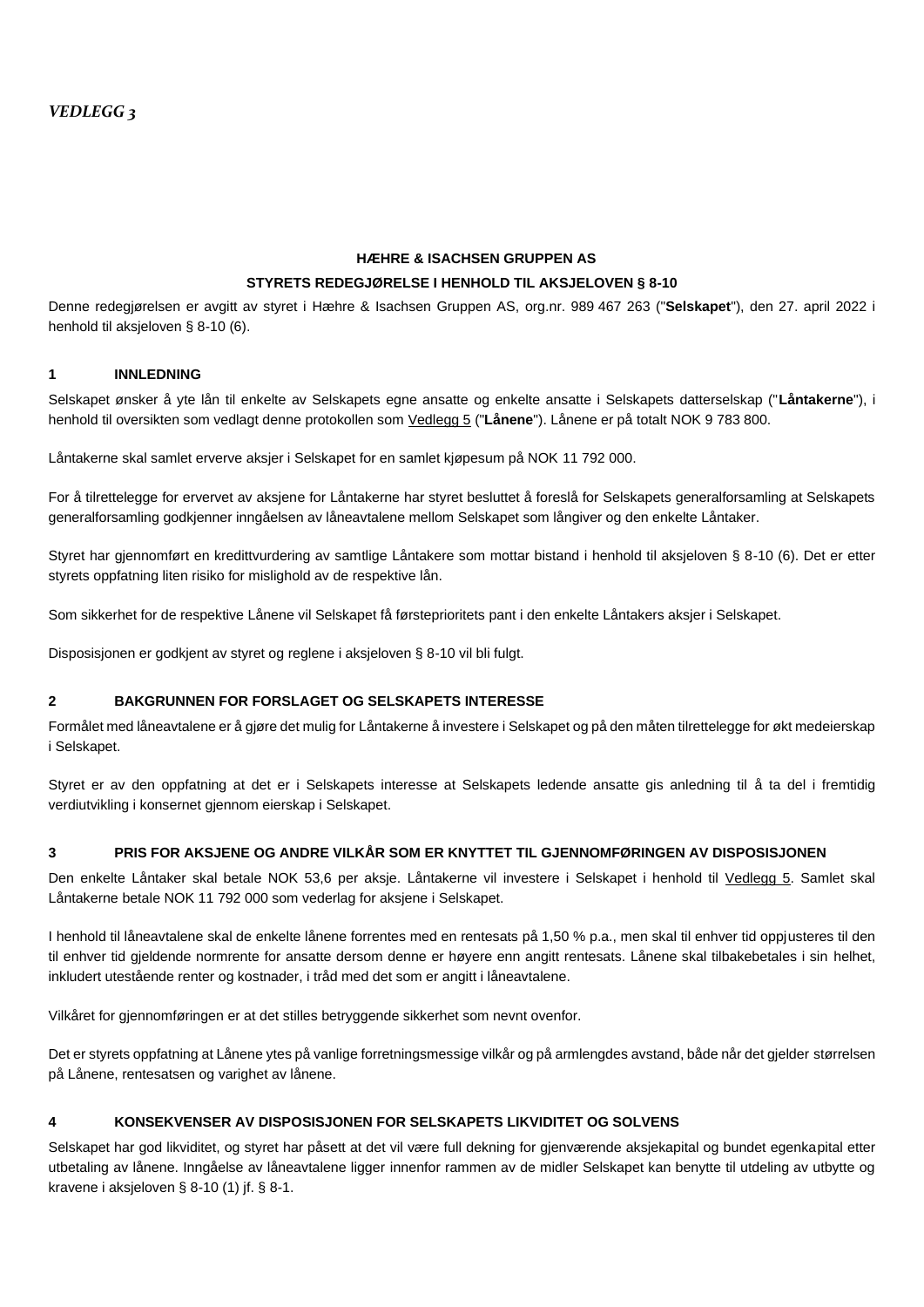*VEDLEGG 3*

**HÆHRE & ISACHSEN GRUPPEN AS**

**STYRETS REDEGJØRELSE I HENHOLD TIL AKSJELOVEN § 8-10**

Denne redegjørelsen er avgitt av styret i Hæhre & Isachsen Gruppen AS, org.nr. 989 467 263 ("**Selskapet**"), den 27. april 2022 i henhold til aksjeloven § 8-10 (6).

## 1 INNLEDNING

Selskapet ønsker å yte lån til enkelte av Selskapets egne ansatte og enkelte ansatte i Selskapets datterselskap ("**Låntakerne**"), i henhold til oversikten som vedlagt denne protokollen som Vedlegg 5 ("**Lånene**"). Lånene er på totalt NOK 9 783 800.

Låntakerne skal samlet erverve aksjer i Selskapet for en samlet kjøpesum på NOK 11 792 000.

For å tilrettelegge for ervervet av aksjene for Låntakerne har styret besluttet å foreslå for Selskapets generalforsamling at Selskapets generalforsamling godkjenner inngåelsen av låneavtalene mellom Selskapet som långiver og den enkelte Låntaker.

Styret har gjennomført en kredittvurdering av samtlige Låntakere som mottar bistand i henhold til aksjeloven § 8-10 (6). Det er etter styrets oppfatning liten risiko for mislighold av de respektive lån.

Som sikkerhet for de respektive Lånene vil Selskapet få førsteprioritets pant i den enkelte Låntakers aksjer i Selskapet.

Disposisjonen er godkjent av styret og reglene i aksjeloven § 8-10 vil bli fulgt.

## 2 BAKGRUNNEN FOR FORSLAGET OG SELSKAPETS INTERESSE

Formålet med låneavtalene er å gjøre det mulig for Låntakerne å investere i Selskapet og på den måten tilrettelegge for økt medeierskap i Selskapet.

Styret er av den oppfatning at det er i Selskapets interesse at Selskapets ledende ansatte gis anledning til å ta del i fremtidig verdiutvikling i konsernet gjennom eierskap i Selskapet.

## 3 PRIS FOR AKSJENE OG ANDRE VILKÅR SOM ER KNYTTET TIL GJENNOMFØRINGEN AV DISPOSISJONEN

Den enkelte Låntaker skal betale NOK 53,6 per aksje. Låntakerne vil investere i Selskapet i henhold til Vedlegg 5. Samlet skal Låntakerne betale NOK 11 792 000 som vederlag for aksjene i Selskapet.

I henhold til låneavtalene skal de enkelte lånene forrentes med en rentesats på 1,50 % p.a., men skal til enhver tid oppjusteres til den til enhver tid gjeldende normrente for ansatte dersom denne er høyere enn angitt rentesats. Lånene skal tilbakebetales i sin helhet, inkludert utestående renter og kostnader, i tråd med det som er angitt i låneavtalene.

Vilkåret for gjennomføringen er at det stilles betryggende sikkerhet som nevnt ovenfor.

Det er styrets oppfatning at Lånene ytes på vanlige forretningsmessige vilkår og på armlengdes avstand, både når det gjelder størrelsen på Lånene, rentesatsen og varighet av lånene.

## 4 KONSEKVENSER AV DISPOSISJONEN FOR SELSKAPETS LIKVIDITET OG SOLVENS

Selskapet har god likviditet, og styret har påsett at det vil være full dekning for gjenværende aksjekapital og bundet egenkapital etter utbetaling av lånene. Inngåelse av låneavtalene ligger innenfor rammen av de midler Selskapet kan benytte til utdeling av utbytte og kravene i aksjeloven § 8-10 (1) jf. § 8-1.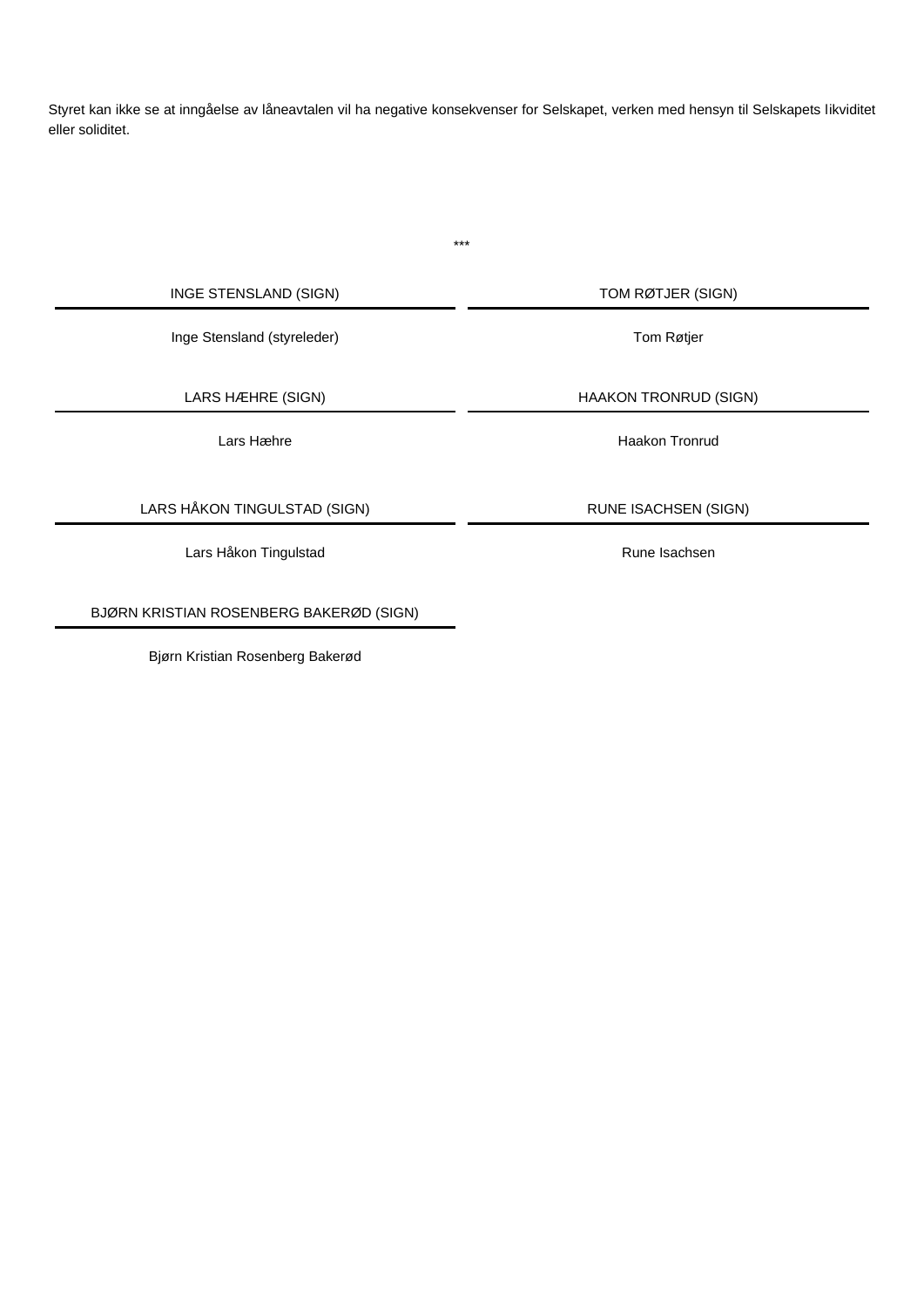Styret kan ikke se at inngåelse av låneavtalen vil ha negative konsekvenser for Selskapet, verken med hensyn til Selskapets likviditet eller soliditet.

\*\*\*

| | |
|---|---|
| INGE STENSLAND (SIGN) | TOM RØTJER (SIGN) |
| Inge Stensland (styreleder) | Tom Røtjer |
| LARS HÆHRE (SIGN) | HAAKON TRONRUD (SIGN) |
| Lars Hæhre | Haakon Tronrud |
| LARS HÅKON TINGULSTAD (SIGN) | RUNE ISACHSEN (SIGN) |
| Lars Håkon Tingulstad | Rune Isachsen |
| BJØRN KRISTIAN ROSENBERG BAKERØD (SIGN) | |
| Bjørn Kristian Rosenberg Bakerød | |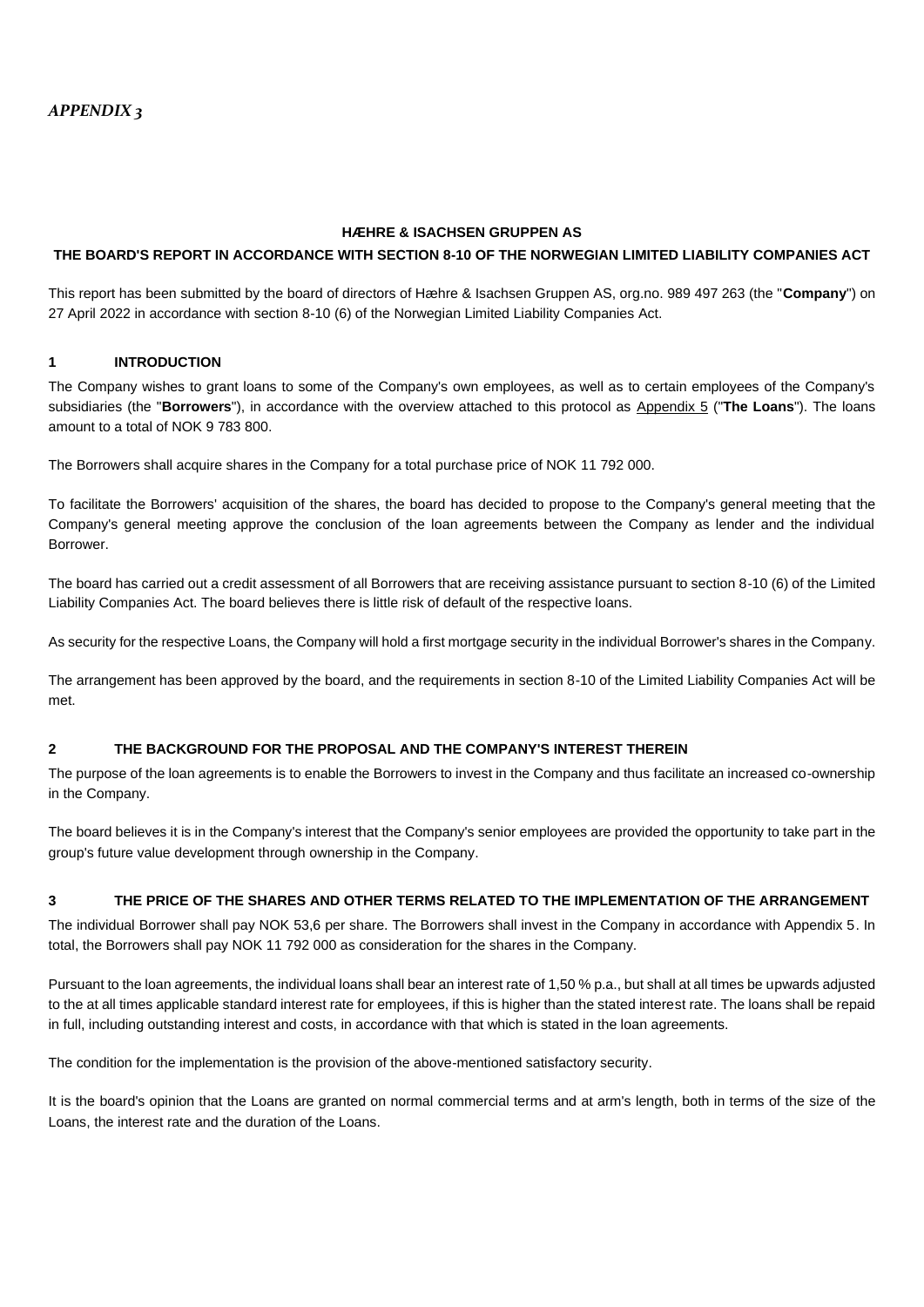*APPENDIX 3*

**HÆHRE & ISACHSEN GRUPPEN AS**

**THE BOARD'S REPORT IN ACCORDANCE WITH SECTION 8-10 OF THE NORWEGIAN LIMITED LIABILITY COMPANIES ACT**

This report has been submitted by the board of directors of Hæhre & Isachsen Gruppen AS, org.no. 989 497 263 (the "**Company**") on 27 April 2022 in accordance with section 8-10 (6) of the Norwegian Limited Liability Companies Act.

## 1 INTRODUCTION

The Company wishes to grant loans to some of the Company's own employees, as well as to certain employees of the Company's subsidiaries (the "**Borrowers**"), in accordance with the overview attached to this protocol as Appendix 5 ("**The Loans**"). The loans amount to a total of NOK 9 783 800.

The Borrowers shall acquire shares in the Company for a total purchase price of NOK 11 792 000.

To facilitate the Borrowers' acquisition of the shares, the board has decided to propose to the Company's general meeting that the Company's general meeting approve the conclusion of the loan agreements between the Company as lender and the individual Borrower.

The board has carried out a credit assessment of all Borrowers that are receiving assistance pursuant to section 8-10 (6) of the Limited Liability Companies Act. The board believes there is little risk of default of the respective loans.

As security for the respective Loans, the Company will hold a first mortgage security in the individual Borrower's shares in the Company.

The arrangement has been approved by the board, and the requirements in section 8-10 of the Limited Liability Companies Act will be met.

## 2 THE BACKGROUND FOR THE PROPOSAL AND THE COMPANY'S INTEREST THEREIN

The purpose of the loan agreements is to enable the Borrowers to invest in the Company and thus facilitate an increased co-ownership in the Company.

The board believes it is in the Company's interest that the Company's senior employees are provided the opportunity to take part in the group's future value development through ownership in the Company.

## 3 THE PRICE OF THE SHARES AND OTHER TERMS RELATED TO THE IMPLEMENTATION OF THE ARRANGEMENT

The individual Borrower shall pay NOK 53,6 per share. The Borrowers shall invest in the Company in accordance with Appendix 5. In total, the Borrowers shall pay NOK 11 792 000 as consideration for the shares in the Company.

Pursuant to the loan agreements, the individual loans shall bear an interest rate of 1,50 % p.a., but shall at all times be upwards adjusted to the at all times applicable standard interest rate for employees, if this is higher than the stated interest rate. The loans shall be repaid in full, including outstanding interest and costs, in accordance with that which is stated in the loan agreements.

The condition for the implementation is the provision of the above-mentioned satisfactory security.

It is the board's opinion that the Loans are granted on normal commercial terms and at arm's length, both in terms of the size of the Loans, the interest rate and the duration of the Loans.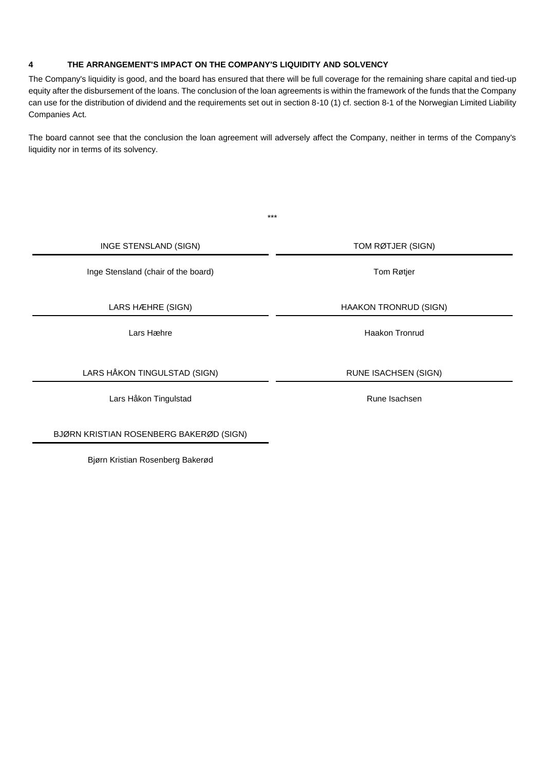## 4 THE ARRANGEMENT'S IMPACT ON THE COMPANY'S LIQUIDITY AND SOLVENCY

The Company's liquidity is good, and the board has ensured that there will be full coverage for the remaining share capital and tied-up equity after the disbursement of the loans. The conclusion of the loan agreements is within the framework of the funds that the Company can use for the distribution of dividend and the requirements set out in section 8-10 (1) cf. section 8-1 of the Norwegian Limited Liability Companies Act.

The board cannot see that the conclusion the loan agreement will adversely affect the Company, neither in terms of the Company's liquidity nor in terms of its solvency.

***

| | |
|---|---|
| INGE STENSLAND (SIGN) | TOM RØTJER (SIGN) |
| Inge Stensland (chair of the board) | Tom Røtjer |
| LARS HÆHRE (SIGN) | HAAKON TRONRUD (SIGN) |
| Lars Hæhre | Haakon Tronrud |
| LARS HÅKON TINGULSTAD (SIGN) | RUNE ISACHSEN (SIGN) |
| Lars Håkon Tingulstad | Rune Isachsen |
| BJØRN KRISTIAN ROSENBERG BAKERØD (SIGN) | |
| Bjørn Kristian Rosenberg Bakerød | |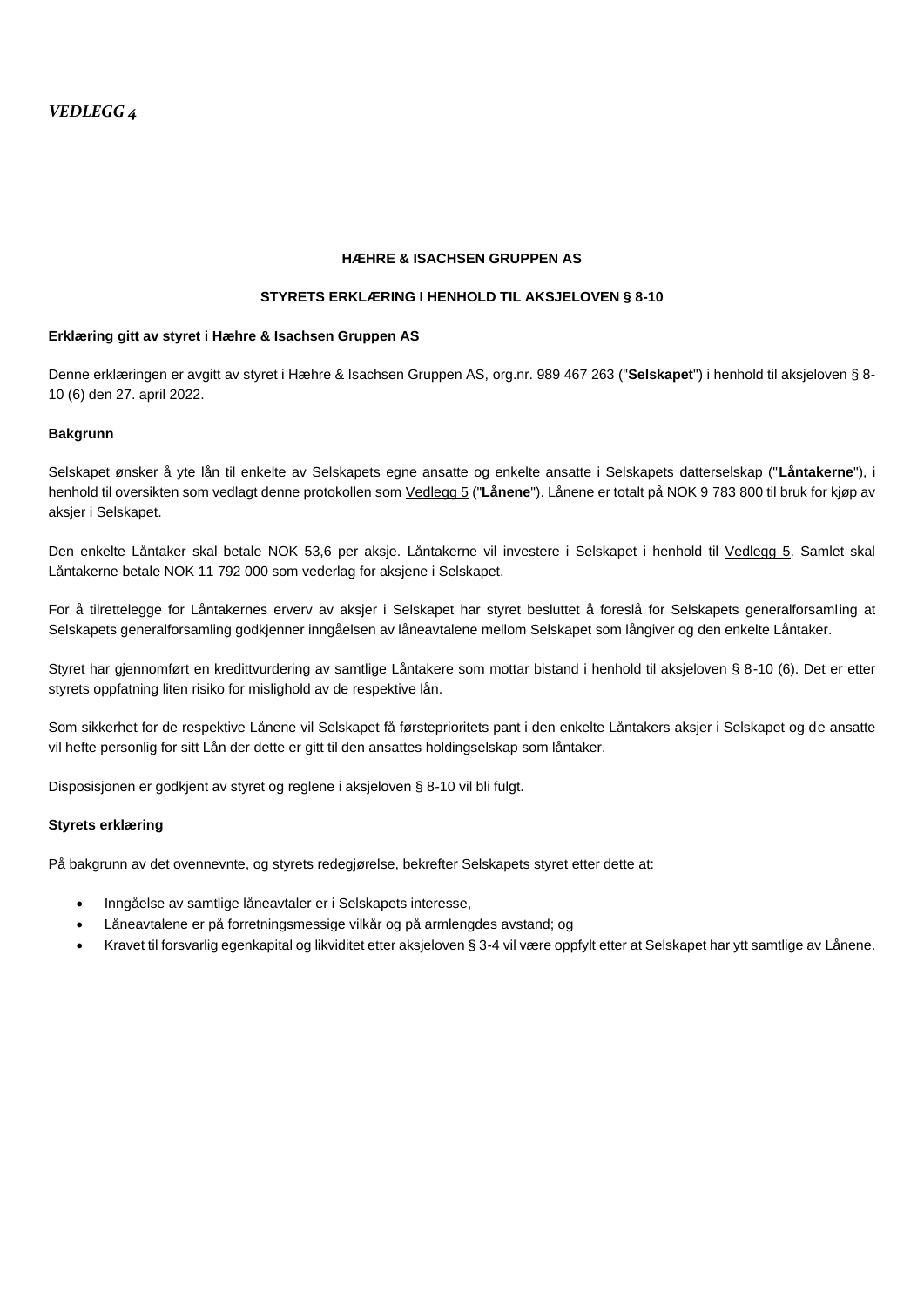*VEDLEGG 4*

**HÆHRE & ISACHSEN GRUPPEN AS**

**STYRETS ERKLÆRING I HENHOLD TIL AKSJELOVEN § 8-10**

**Erklæring gitt av styret i Hæhre & Isachsen Gruppen AS**

Denne erklæringen er avgitt av styret i Hæhre & Isachsen Gruppen AS, org.nr. 989 467 263 ("**Selskapet**") i henhold til aksjeloven § 8-10 (6) den 27. april 2022.

**Bakgrunn**

Selskapet ønsker å yte lån til enkelte av Selskapets egne ansatte og enkelte ansatte i Selskapets datterselskap ("**Låntakerne**"), i henhold til oversikten som vedlagt denne protokollen som Vedlegg 5 ("**Lånene**"). Lånene er totalt på NOK 9 783 800 til bruk for kjøp av aksjer i Selskapet.

Den enkelte Låntaker skal betale NOK 53,6 per aksje. Låntakerne vil investere i Selskapet i henhold til Vedlegg 5. Samlet skal Låntakerne betale NOK 11 792 000 som vederlag for aksjene i Selskapet.

For å tilrettelegge for Låntakernes erverv av aksjer i Selskapet har styret besluttet å foreslå for Selskapets generalforsamling at Selskapets generalforsamling godkjenner inngåelsen av låneavtalene mellom Selskapet som långiver og den enkelte Låntaker.

Styret har gjennomført en kredittvurdering av samtlige Låntakere som mottar bistand i henhold til aksjeloven § 8-10 (6). Det er etter styrets oppfatning liten risiko for mislighold av de respektive lån.

Som sikkerhet for de respektive Lånene vil Selskapet få førsteprioritets pant i den enkelte Låntakers aksjer i Selskapet og de ansatte vil hefte personlig for sitt Lån der dette er gitt til den ansattes holdingselskap som låntaker.

Disposisjonen er godkjent av styret og reglene i aksjeloven § 8-10 vil bli fulgt.

**Styrets erklæring**

På bakgrunn av det ovennevnte, og styrets redegjørelse, bekrefter Selskapets styret etter dette at:

- Inngåelse av samtlige låneavtaler er i Selskapets interesse,
- Låneavtalene er på forretningsmessige vilkår og på armlengdes avstand; og
- Kravet til forsvarlig egenkapital og likviditet etter aksjeloven § 3-4 vil være oppfylt etter at Selskapet har ytt samtlige av Lånene.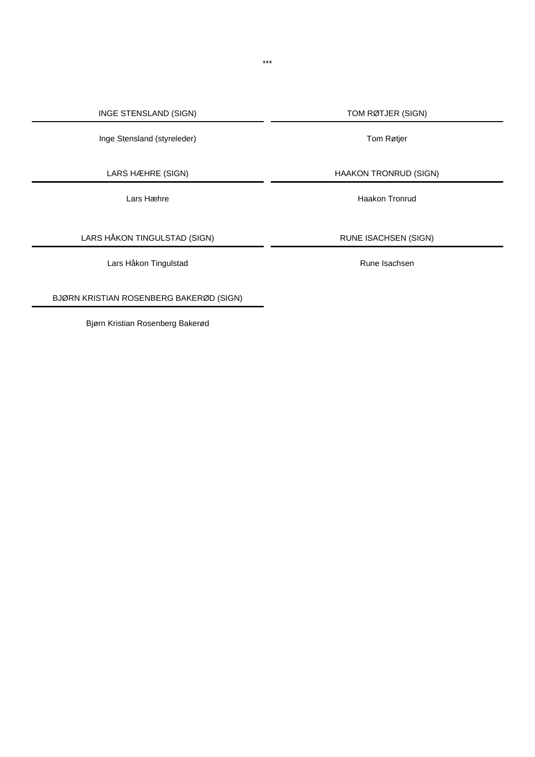***

| INGE STENSLAND (SIGN) | TOM RØTJER (SIGN) |
|---|---|
| Inge Stensland (styreleder) | Tom Røtjer |
| LARS HÆHRE (SIGN) | HAAKON TRONRUD (SIGN) |
| Lars Hæhre | Haakon Tronrud |
| LARS HÅKON TINGULSTAD (SIGN) | RUNE ISACHSEN (SIGN) |
| Lars Håkon Tingulstad | Rune Isachsen |
| BJØRN KRISTIAN ROSENBERG BAKERØD (SIGN) | |
| Bjørn Kristian Rosenberg Bakerød | |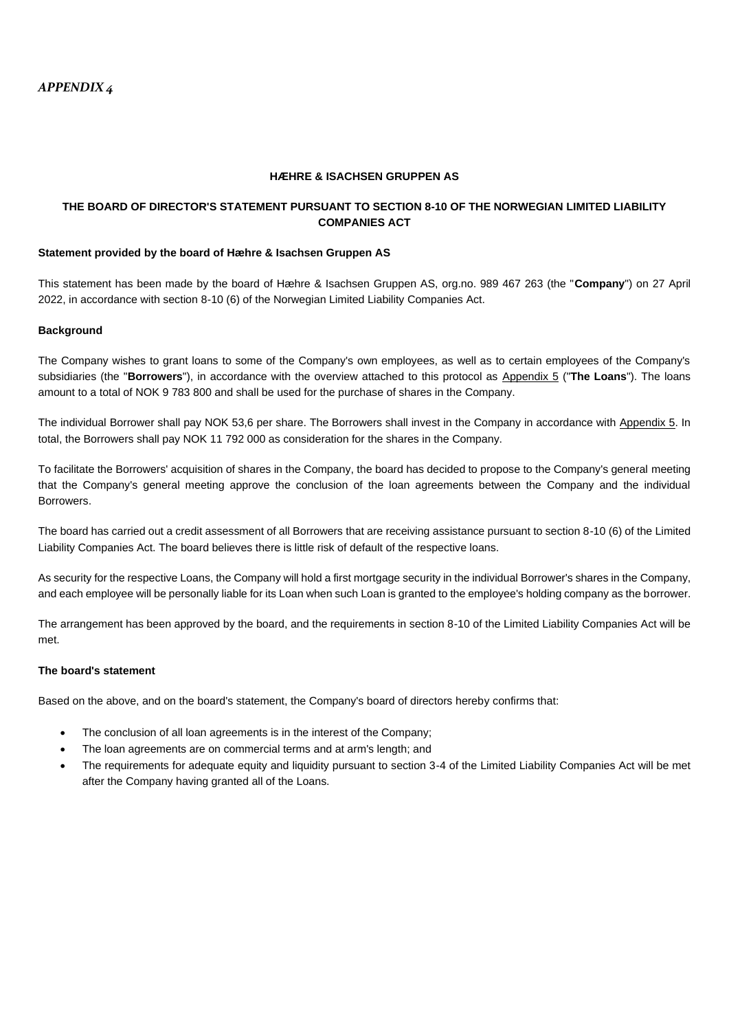*APPENDIX 4*

**HÆHRE & ISACHSEN GRUPPEN AS**

**THE BOARD OF DIRECTOR'S STATEMENT PURSUANT TO SECTION 8-10 OF THE NORWEGIAN LIMITED LIABILITY COMPANIES ACT**

**Statement provided by the board of Hæhre & Isachsen Gruppen AS**

This statement has been made by the board of Hæhre & Isachsen Gruppen AS, org.no. 989 467 263 (the "**Company**") on 27 April 2022, in accordance with section 8-10 (6) of the Norwegian Limited Liability Companies Act.

**Background**

The Company wishes to grant loans to some of the Company's own employees, as well as to certain employees of the Company's subsidiaries (the "**Borrowers**"), in accordance with the overview attached to this protocol as Appendix 5 ("**The Loans**"). The loans amount to a total of NOK 9 783 800 and shall be used for the purchase of shares in the Company.

The individual Borrower shall pay NOK 53,6 per share. The Borrowers shall invest in the Company in accordance with Appendix 5. In total, the Borrowers shall pay NOK 11 792 000 as consideration for the shares in the Company.

To facilitate the Borrowers' acquisition of shares in the Company, the board has decided to propose to the Company's general meeting that the Company's general meeting approve the conclusion of the loan agreements between the Company and the individual Borrowers.

The board has carried out a credit assessment of all Borrowers that are receiving assistance pursuant to section 8-10 (6) of the Limited Liability Companies Act. The board believes there is little risk of default of the respective loans.

As security for the respective Loans, the Company will hold a first mortgage security in the individual Borrower's shares in the Company, and each employee will be personally liable for its Loan when such Loan is granted to the employee's holding company as the borrower.

The arrangement has been approved by the board, and the requirements in section 8-10 of the Limited Liability Companies Act will be met.

**The board's statement**

Based on the above, and on the board's statement, the Company's board of directors hereby confirms that:

- The conclusion of all loan agreements is in the interest of the Company;
- The loan agreements are on commercial terms and at arm's length; and
- The requirements for adequate equity and liquidity pursuant to section 3-4 of the Limited Liability Companies Act will be met after the Company having granted all of the Loans.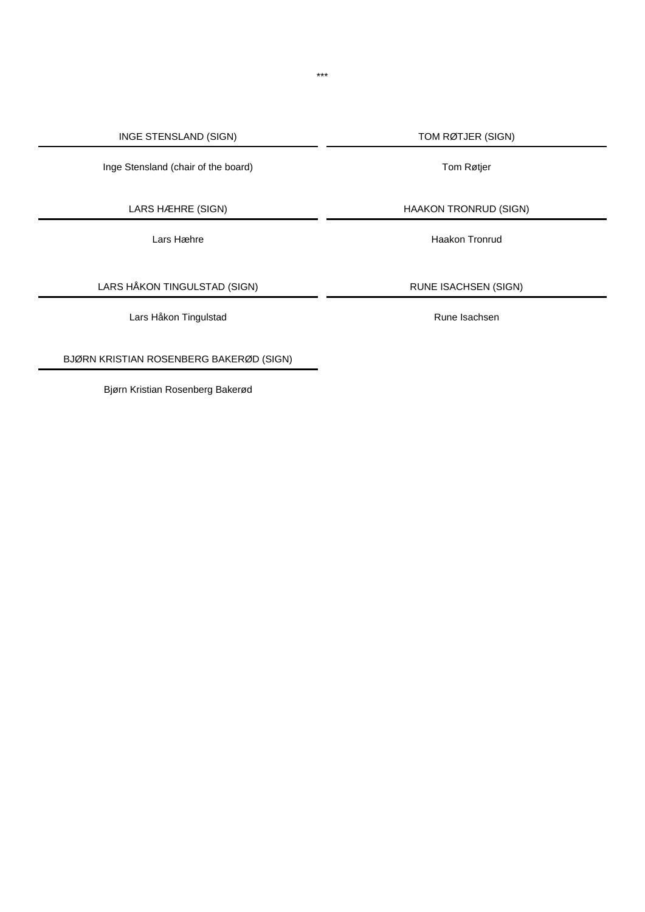***

| INGE STENSLAND (SIGN) | TOM RØTJER (SIGN) |
|---|---|
| Inge Stensland (chair of the board) | Tom Røtjer |
| LARS HÆHRE (SIGN) | HAAKON TRONRUD (SIGN) |
| Lars Hæhre | Haakon Tronrud |
| LARS HÅKON TINGULSTAD (SIGN) | RUNE ISACHSEN (SIGN) |
| Lars Håkon Tingulstad | Rune Isachsen |
| BJØRN KRISTIAN ROSENBERG BAKERØD (SIGN) | |
| Bjørn Kristian Rosenberg Bakerød | |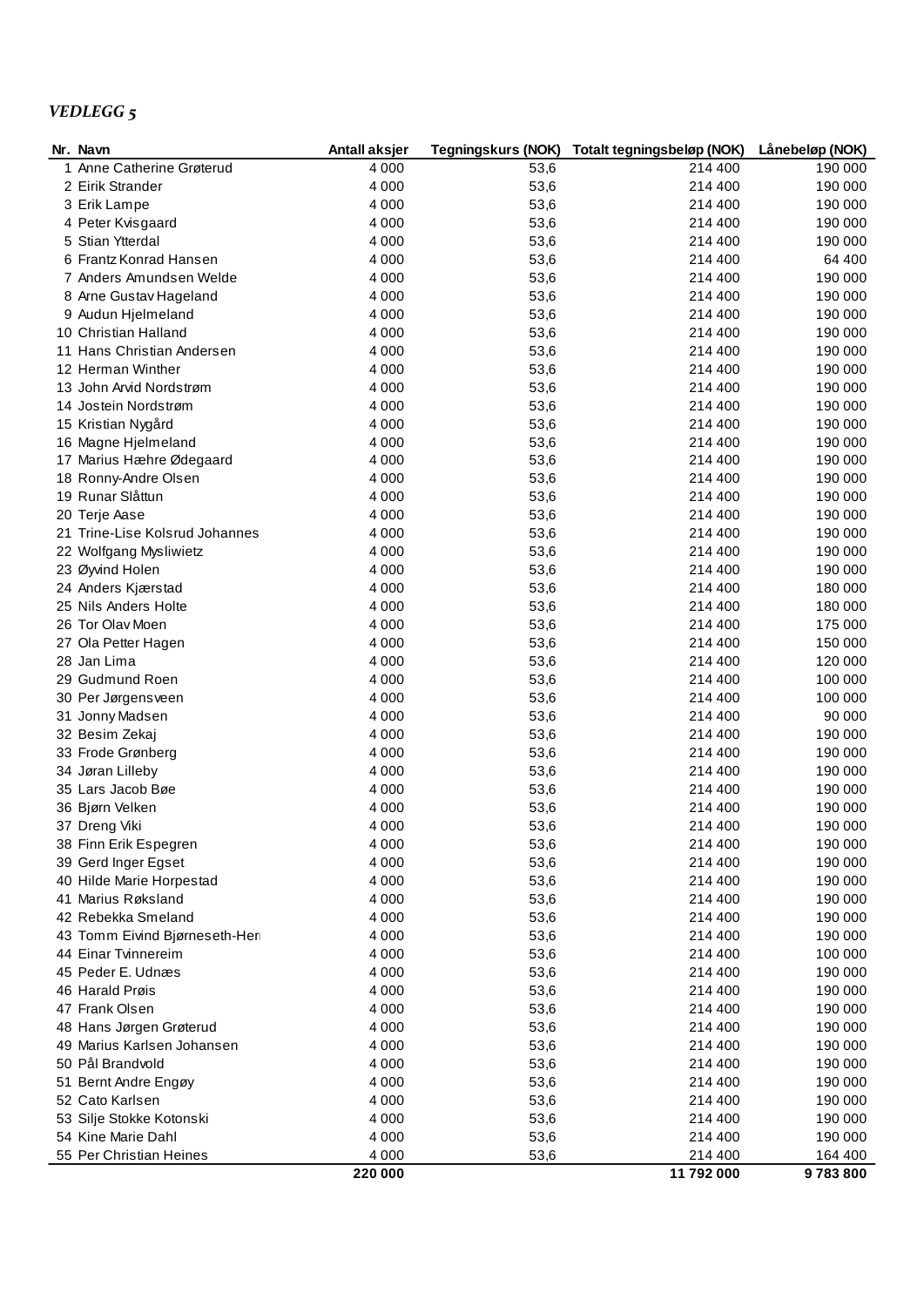*VEDLEGG 5*

| Nr. | Navn | Antall aksjer | Tegningskurs (NOK) | Totalt tegningsbeløp (NOK) | Lånebeløp (NOK) |
|---|---|---|---|---|---|
| 1 | Anne Catherine Grøterud | 4 000 | 53,6 | 214 400 | 190 000 |
| 2 | Eirik Strander | 4 000 | 53,6 | 214 400 | 190 000 |
| 3 | Erik Lampe | 4 000 | 53,6 | 214 400 | 190 000 |
| 4 | Peter Kvisgaard | 4 000 | 53,6 | 214 400 | 190 000 |
| 5 | Stian Ytterdal | 4 000 | 53,6 | 214 400 | 190 000 |
| 6 | Frantz Konrad Hansen | 4 000 | 53,6 | 214 400 | 64 400 |
| 7 | Anders Amundsen Welde | 4 000 | 53,6 | 214 400 | 190 000 |
| 8 | Arne Gustav Hageland | 4 000 | 53,6 | 214 400 | 190 000 |
| 9 | Audun Hjelmeland | 4 000 | 53,6 | 214 400 | 190 000 |
| 10 | Christian Halland | 4 000 | 53,6 | 214 400 | 190 000 |
| 11 | Hans Christian Andersen | 4 000 | 53,6 | 214 400 | 190 000 |
| 12 | Herman Winther | 4 000 | 53,6 | 214 400 | 190 000 |
| 13 | John Arvid Nordstrøm | 4 000 | 53,6 | 214 400 | 190 000 |
| 14 | Jostein Nordstrøm | 4 000 | 53,6 | 214 400 | 190 000 |
| 15 | Kristian Nygård | 4 000 | 53,6 | 214 400 | 190 000 |
| 16 | Magne Hjelmeland | 4 000 | 53,6 | 214 400 | 190 000 |
| 17 | Marius Hæhre Ødegaard | 4 000 | 53,6 | 214 400 | 190 000 |
| 18 | Ronny-Andre Olsen | 4 000 | 53,6 | 214 400 | 190 000 |
| 19 | Runar Slåttun | 4 000 | 53,6 | 214 400 | 190 000 |
| 20 | Terje Aase | 4 000 | 53,6 | 214 400 | 190 000 |
| 21 | Trine-Lise Kolsrud Johannes | 4 000 | 53,6 | 214 400 | 190 000 |
| 22 | Wolfgang Mysliwietz | 4 000 | 53,6 | 214 400 | 190 000 |
| 23 | Øyvind Holen | 4 000 | 53,6 | 214 400 | 190 000 |
| 24 | Anders Kjærstad | 4 000 | 53,6 | 214 400 | 180 000 |
| 25 | Nils Anders Holte | 4 000 | 53,6 | 214 400 | 180 000 |
| 26 | Tor Olav Moen | 4 000 | 53,6 | 214 400 | 175 000 |
| 27 | Ola Petter Hagen | 4 000 | 53,6 | 214 400 | 150 000 |
| 28 | Jan Lima | 4 000 | 53,6 | 214 400 | 120 000 |
| 29 | Gudmund Roen | 4 000 | 53,6 | 214 400 | 100 000 |
| 30 | Per Jørgensveen | 4 000 | 53,6 | 214 400 | 100 000 |
| 31 | Jonny Madsen | 4 000 | 53,6 | 214 400 | 90 000 |
| 32 | Besim Zekaj | 4 000 | 53,6 | 214 400 | 190 000 |
| 33 | Frode Grønberg | 4 000 | 53,6 | 214 400 | 190 000 |
| 34 | Jøran Lilleby | 4 000 | 53,6 | 214 400 | 190 000 |
| 35 | Lars Jacob Bøe | 4 000 | 53,6 | 214 400 | 190 000 |
| 36 | Bjørn Velken | 4 000 | 53,6 | 214 400 | 190 000 |
| 37 | Dreng Viki | 4 000 | 53,6 | 214 400 | 190 000 |
| 38 | Finn Erik Espegren | 4 000 | 53,6 | 214 400 | 190 000 |
| 39 | Gerd Inger Egset | 4 000 | 53,6 | 214 400 | 190 000 |
| 40 | Hilde Marie Horpestad | 4 000 | 53,6 | 214 400 | 190 000 |
| 41 | Marius Røksland | 4 000 | 53,6 | 214 400 | 190 000 |
| 42 | Rebekka Smeland | 4 000 | 53,6 | 214 400 | 190 000 |
| 43 | Tomm Eivind Bjørneseth-Her | 4 000 | 53,6 | 214 400 | 190 000 |
| 44 | Einar Tvinnereim | 4 000 | 53,6 | 214 400 | 100 000 |
| 45 | Peder E. Udnæs | 4 000 | 53,6 | 214 400 | 190 000 |
| 46 | Harald Prøis | 4 000 | 53,6 | 214 400 | 190 000 |
| 47 | Frank Olsen | 4 000 | 53,6 | 214 400 | 190 000 |
| 48 | Hans Jørgen Grøterud | 4 000 | 53,6 | 214 400 | 190 000 |
| 49 | Marius Karlsen Johansen | 4 000 | 53,6 | 214 400 | 190 000 |
| 50 | Pål Brandvold | 4 000 | 53,6 | 214 400 | 190 000 |
| 51 | Bernt Andre Engøy | 4 000 | 53,6 | 214 400 | 190 000 |
| 52 | Cato Karlsen | 4 000 | 53,6 | 214 400 | 190 000 |
| 53 | Silje Stokke Kotonski | 4 000 | 53,6 | 214 400 | 190 000 |
| 54 | Kine Marie Dahl | 4 000 | 53,6 | 214 400 | 190 000 |
| 55 | Per Christian Heines | 4 000 | 53,6 | 214 400 | 164 400 |
| | | **220 000** | | **11 792 000** | **9 783 800** |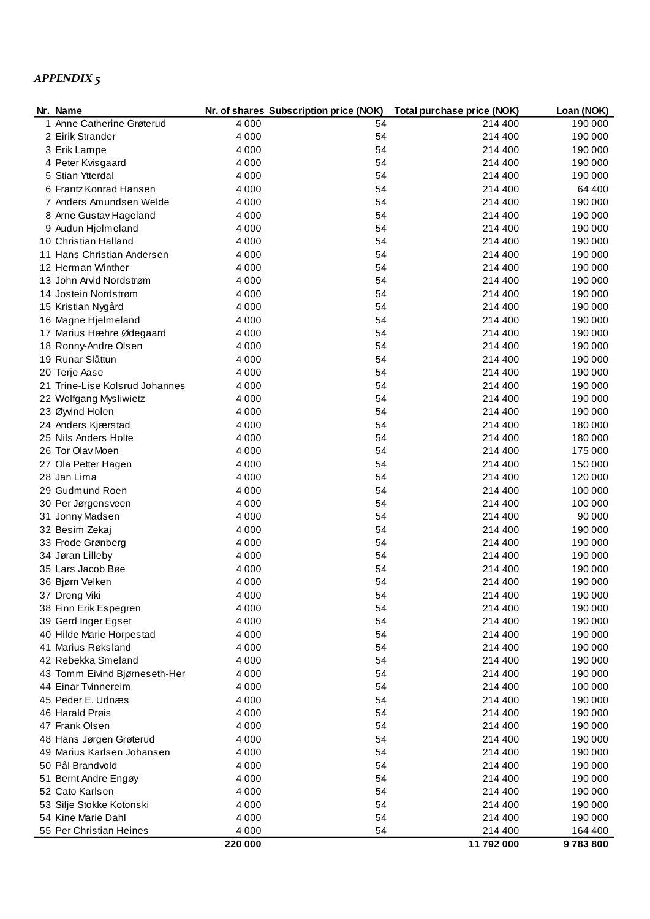*APPENDIX 5*

| Nr. | Name | Nr. of shares | Subscription price (NOK) | Total purchase price (NOK) | Loan (NOK) |
|---|---|---|---|---|---|
| 1 | Anne Catherine Grøterud | 4 000 | 54 | 214 400 | 190 000 |
| 2 | Eirik Strander | 4 000 | 54 | 214 400 | 190 000 |
| 3 | Erik Lampe | 4 000 | 54 | 214 400 | 190 000 |
| 4 | Peter Kvisgaard | 4 000 | 54 | 214 400 | 190 000 |
| 5 | Stian Ytterdal | 4 000 | 54 | 214 400 | 190 000 |
| 6 | Frantz Konrad Hansen | 4 000 | 54 | 214 400 | 64 400 |
| 7 | Anders Amundsen Welde | 4 000 | 54 | 214 400 | 190 000 |
| 8 | Arne Gustav Hageland | 4 000 | 54 | 214 400 | 190 000 |
| 9 | Audun Hjelmeland | 4 000 | 54 | 214 400 | 190 000 |
| 10 | Christian Halland | 4 000 | 54 | 214 400 | 190 000 |
| 11 | Hans Christian Andersen | 4 000 | 54 | 214 400 | 190 000 |
| 12 | Herman Winther | 4 000 | 54 | 214 400 | 190 000 |
| 13 | John Arvid Nordstrøm | 4 000 | 54 | 214 400 | 190 000 |
| 14 | Jostein Nordstrøm | 4 000 | 54 | 214 400 | 190 000 |
| 15 | Kristian Nygård | 4 000 | 54 | 214 400 | 190 000 |
| 16 | Magne Hjelmeland | 4 000 | 54 | 214 400 | 190 000 |
| 17 | Marius Hæhre Ødegaard | 4 000 | 54 | 214 400 | 190 000 |
| 18 | Ronny-Andre Olsen | 4 000 | 54 | 214 400 | 190 000 |
| 19 | Runar Slåttun | 4 000 | 54 | 214 400 | 190 000 |
| 20 | Terje Aase | 4 000 | 54 | 214 400 | 190 000 |
| 21 | Trine-Lise Kolsrud Johannes | 4 000 | 54 | 214 400 | 190 000 |
| 22 | Wolfgang Mysliwietz | 4 000 | 54 | 214 400 | 190 000 |
| 23 | Øyvind Holen | 4 000 | 54 | 214 400 | 190 000 |
| 24 | Anders Kjærstad | 4 000 | 54 | 214 400 | 180 000 |
| 25 | Nils Anders Holte | 4 000 | 54 | 214 400 | 180 000 |
| 26 | Tor Olav Moen | 4 000 | 54 | 214 400 | 175 000 |
| 27 | Ola Petter Hagen | 4 000 | 54 | 214 400 | 150 000 |
| 28 | Jan Lima | 4 000 | 54 | 214 400 | 120 000 |
| 29 | Gudmund Roen | 4 000 | 54 | 214 400 | 100 000 |
| 30 | Per Jørgensveen | 4 000 | 54 | 214 400 | 100 000 |
| 31 | Jonny Madsen | 4 000 | 54 | 214 400 | 90 000 |
| 32 | Besim Zekaj | 4 000 | 54 | 214 400 | 190 000 |
| 33 | Frode Grønberg | 4 000 | 54 | 214 400 | 190 000 |
| 34 | Jøran Lilleby | 4 000 | 54 | 214 400 | 190 000 |
| 35 | Lars Jacob Bøe | 4 000 | 54 | 214 400 | 190 000 |
| 36 | Bjørn Velken | 4 000 | 54 | 214 400 | 190 000 |
| 37 | Dreng Viki | 4 000 | 54 | 214 400 | 190 000 |
| 38 | Finn Erik Espegren | 4 000 | 54 | 214 400 | 190 000 |
| 39 | Gerd Inger Egset | 4 000 | 54 | 214 400 | 190 000 |
| 40 | Hilde Marie Horpestad | 4 000 | 54 | 214 400 | 190 000 |
| 41 | Marius Røksland | 4 000 | 54 | 214 400 | 190 000 |
| 42 | Rebekka Smeland | 4 000 | 54 | 214 400 | 190 000 |
| 43 | Tomm Eivind Bjørneseth-Her | 4 000 | 54 | 214 400 | 190 000 |
| 44 | Einar Tvinnereim | 4 000 | 54 | 214 400 | 100 000 |
| 45 | Peder E. Udnæs | 4 000 | 54 | 214 400 | 190 000 |
| 46 | Harald Prøis | 4 000 | 54 | 214 400 | 190 000 |
| 47 | Frank Olsen | 4 000 | 54 | 214 400 | 190 000 |
| 48 | Hans Jørgen Grøterud | 4 000 | 54 | 214 400 | 190 000 |
| 49 | Marius Karlsen Johansen | 4 000 | 54 | 214 400 | 190 000 |
| 50 | Pål Brandvold | 4 000 | 54 | 214 400 | 190 000 |
| 51 | Bernt Andre Engøy | 4 000 | 54 | 214 400 | 190 000 |
| 52 | Cato Karlsen | 4 000 | 54 | 214 400 | 190 000 |
| 53 | Silje Stokke Kotonski | 4 000 | 54 | 214 400 | 190 000 |
| 54 | Kine Marie Dahl | 4 000 | 54 | 214 400 | 190 000 |
| 55 | Per Christian Heines | 4 000 | 54 | 214 400 | 164 400 |
| | | **220 000** | | **11 792 000** | **9 783 800** |